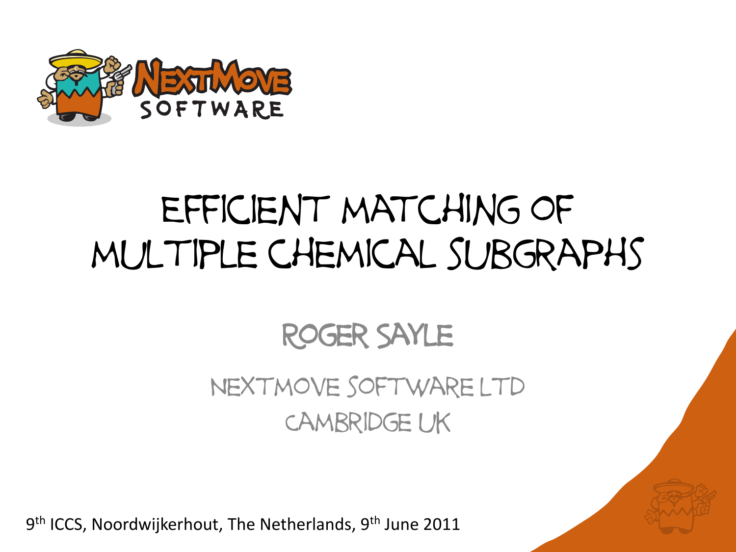# Efficient Matching of Multiple Chemical Subgraphs

Roger Sayle

NextMove Software Ltd
Cambridge UK

9th ICCS, Noordwijkerhout, The Netherlands, 9th June 2011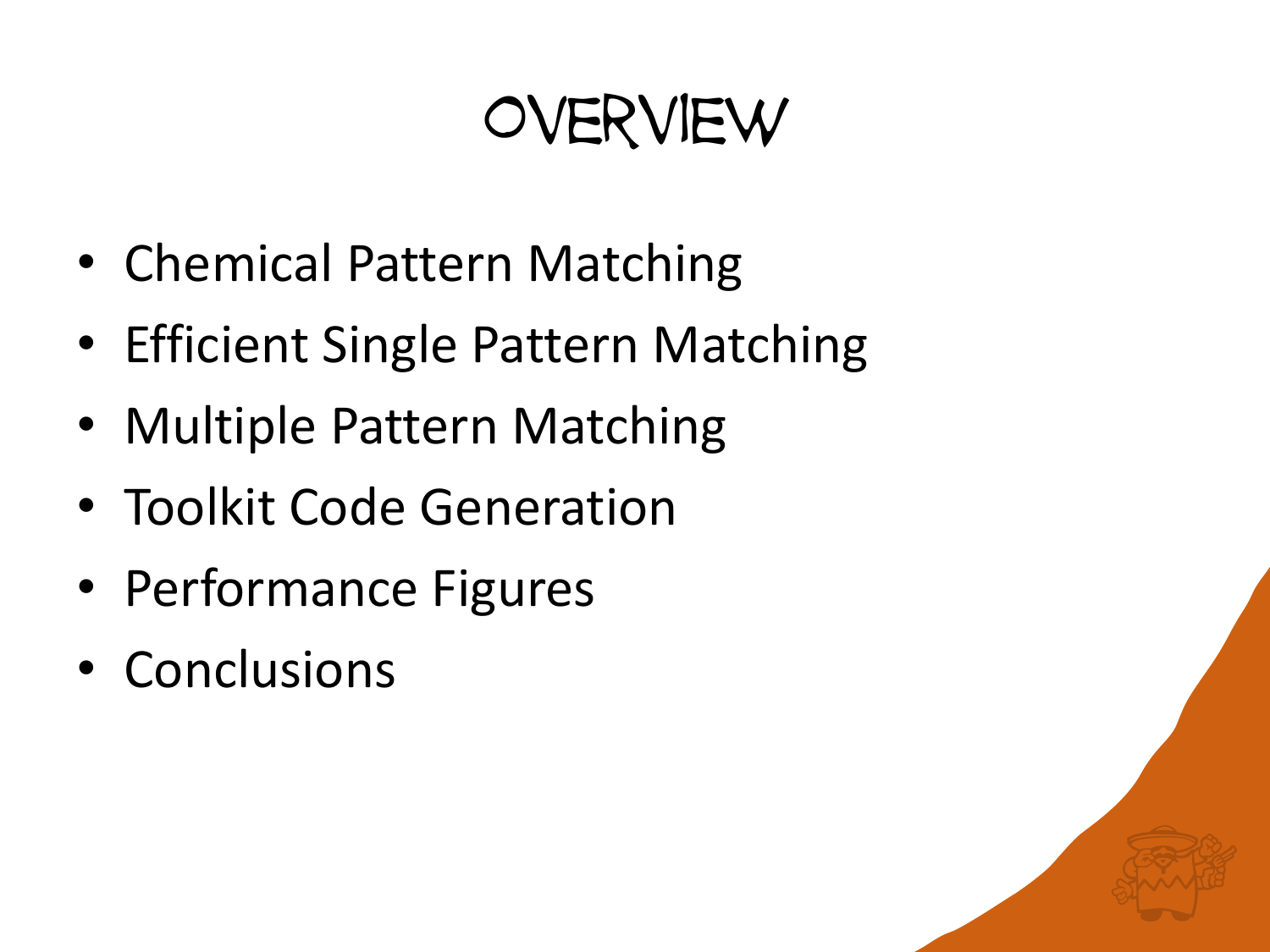# Overview

- Chemical Pattern Matching
- Efficient Single Pattern Matching
- Multiple Pattern Matching
- Toolkit Code Generation
- Performance Figures
- Conclusions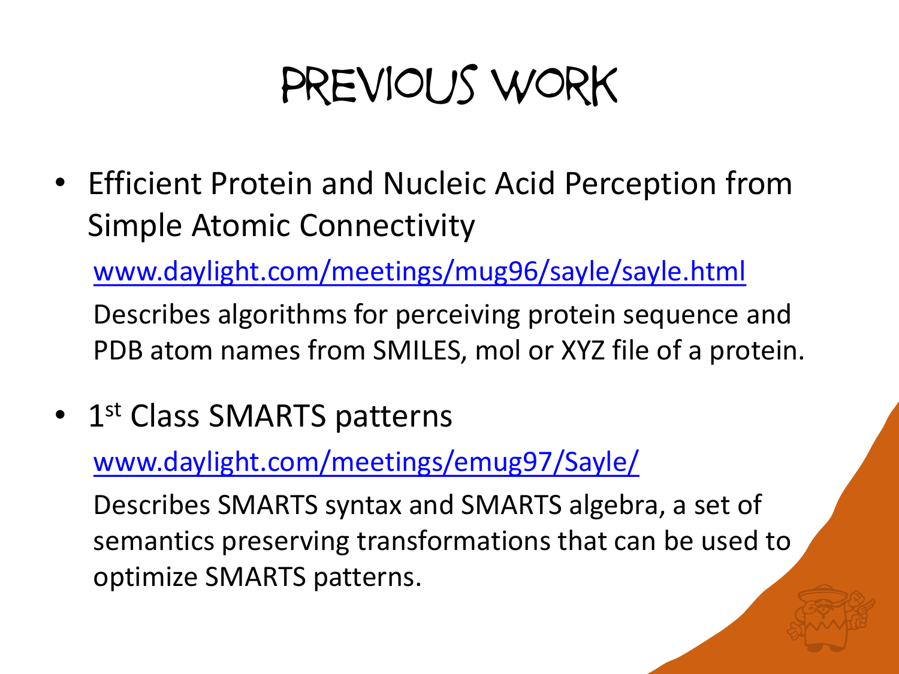# Previous Work

- Efficient Protein and Nucleic Acid Perception from Simple Atomic Connectivity

  [www.daylight.com/meetings/mug96/sayle/sayle.html](http://www.daylight.com/meetings/mug96/sayle/sayle.html)

  Describes algorithms for perceiving protein sequence and PDB atom names from SMILES, mol or XYZ file of a protein.

- 1st Class SMARTS patterns

  [www.daylight.com/meetings/emug97/Sayle/](http://www.daylight.com/meetings/emug97/Sayle/)

  Describes SMARTS syntax and SMARTS algebra, a set of semantics preserving transformations that can be used to optimize SMARTS patterns.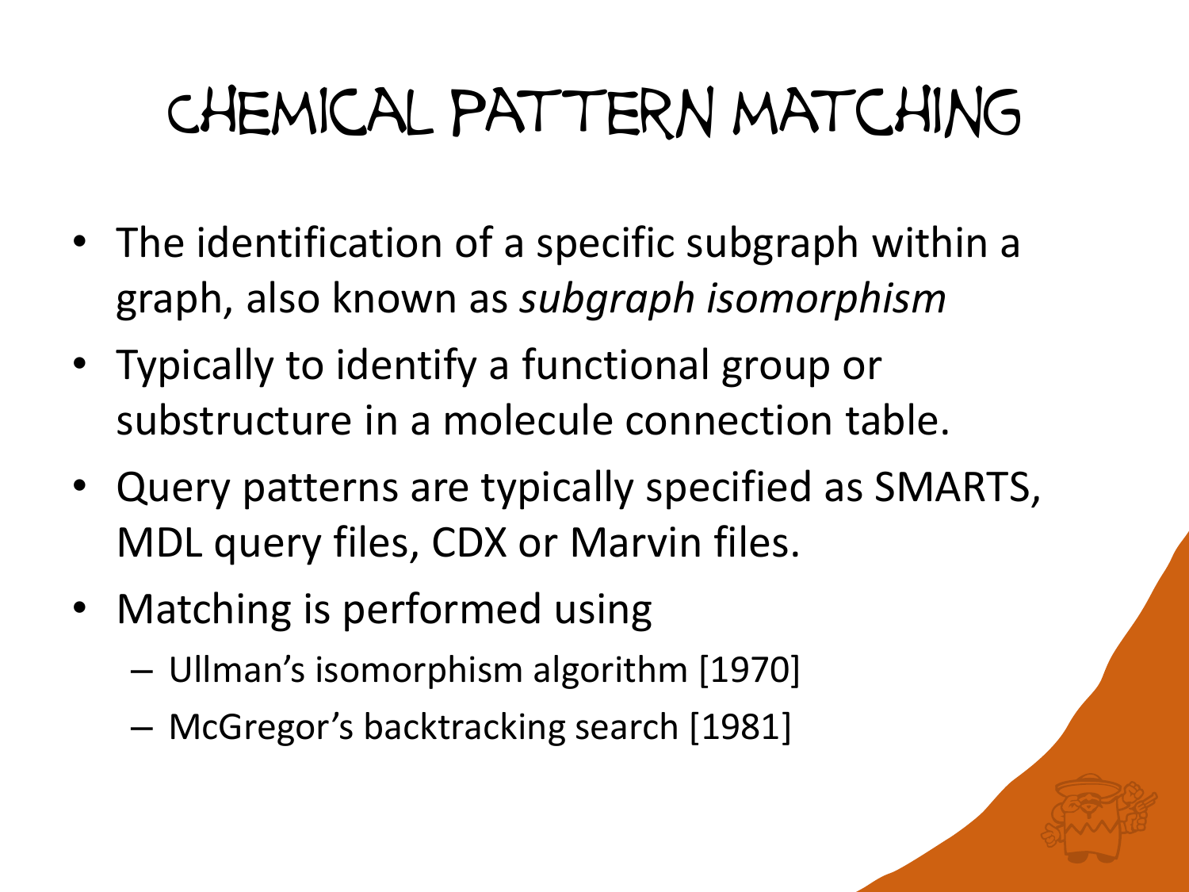# Chemical Pattern Matching

- The identification of a specific subgraph within a graph, also known as *subgraph isomorphism*
- Typically to identify a functional group or substructure in a molecule connection table.
- Query patterns are typically specified as SMARTS, MDL query files, CDX or Marvin files.
- Matching is performed using
  – Ullman's isomorphism algorithm [1970]
  – McGregor's backtracking search [1981]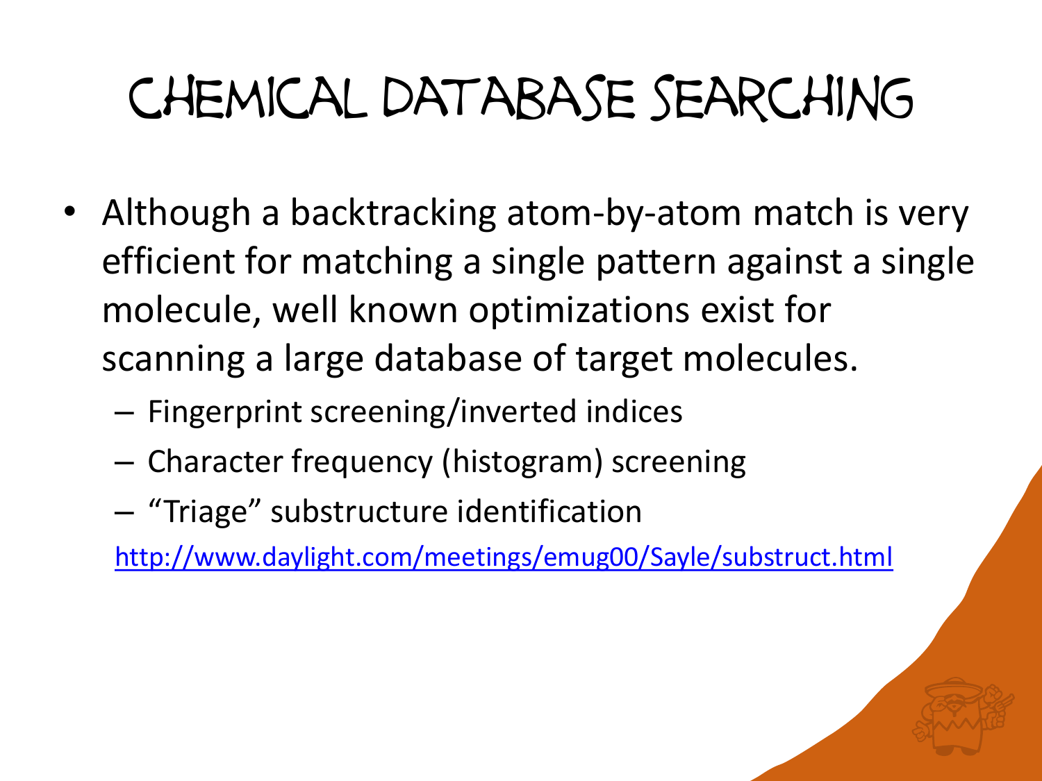# Chemical Database Searching

- Although a backtracking atom-by-atom match is very efficient for matching a single pattern against a single molecule, well known optimizations exist for scanning a large database of target molecules.
  - Fingerprint screening/inverted indices
  - Character frequency (histogram) screening
  - "Triage" substructure identification

  http://www.daylight.com/meetings/emug00/Sayle/substruct.html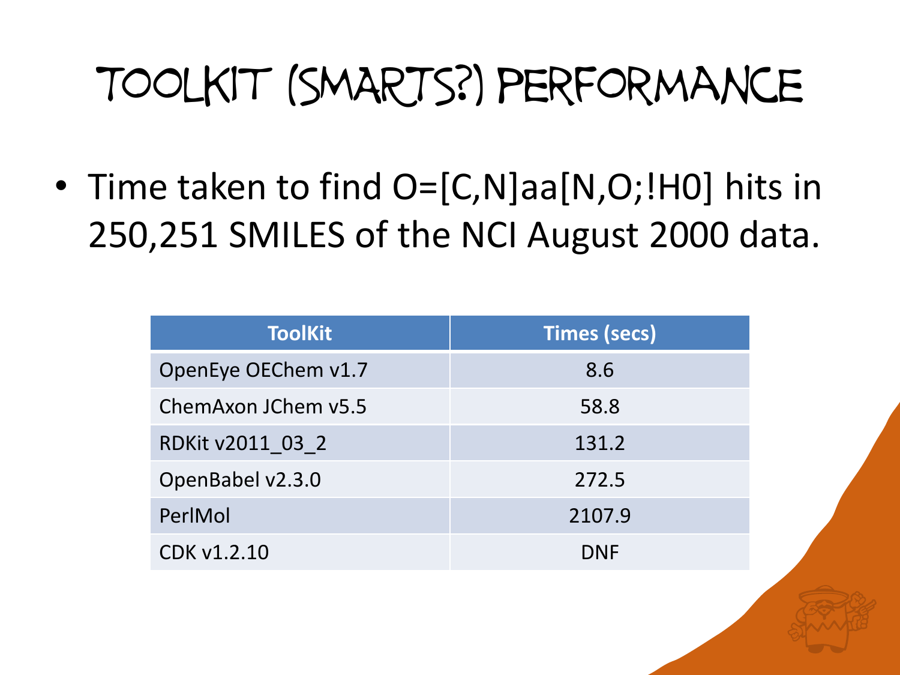# Toolkit (SMARTS?) Performance

- Time taken to find O=[C,N]aa[N,O;!H0] hits in 250,251 SMILES of the NCI August 2000 data.

| ToolKit | Times (secs) |
| --- | --- |
| OpenEye OEChem v1.7 | 8.6 |
| ChemAxon JChem v5.5 | 58.8 |
| RDKit v2011_03_2 | 131.2 |
| OpenBabel v2.3.0 | 272.5 |
| PerlMol | 2107.9 |
| CDK v1.2.10 | DNF |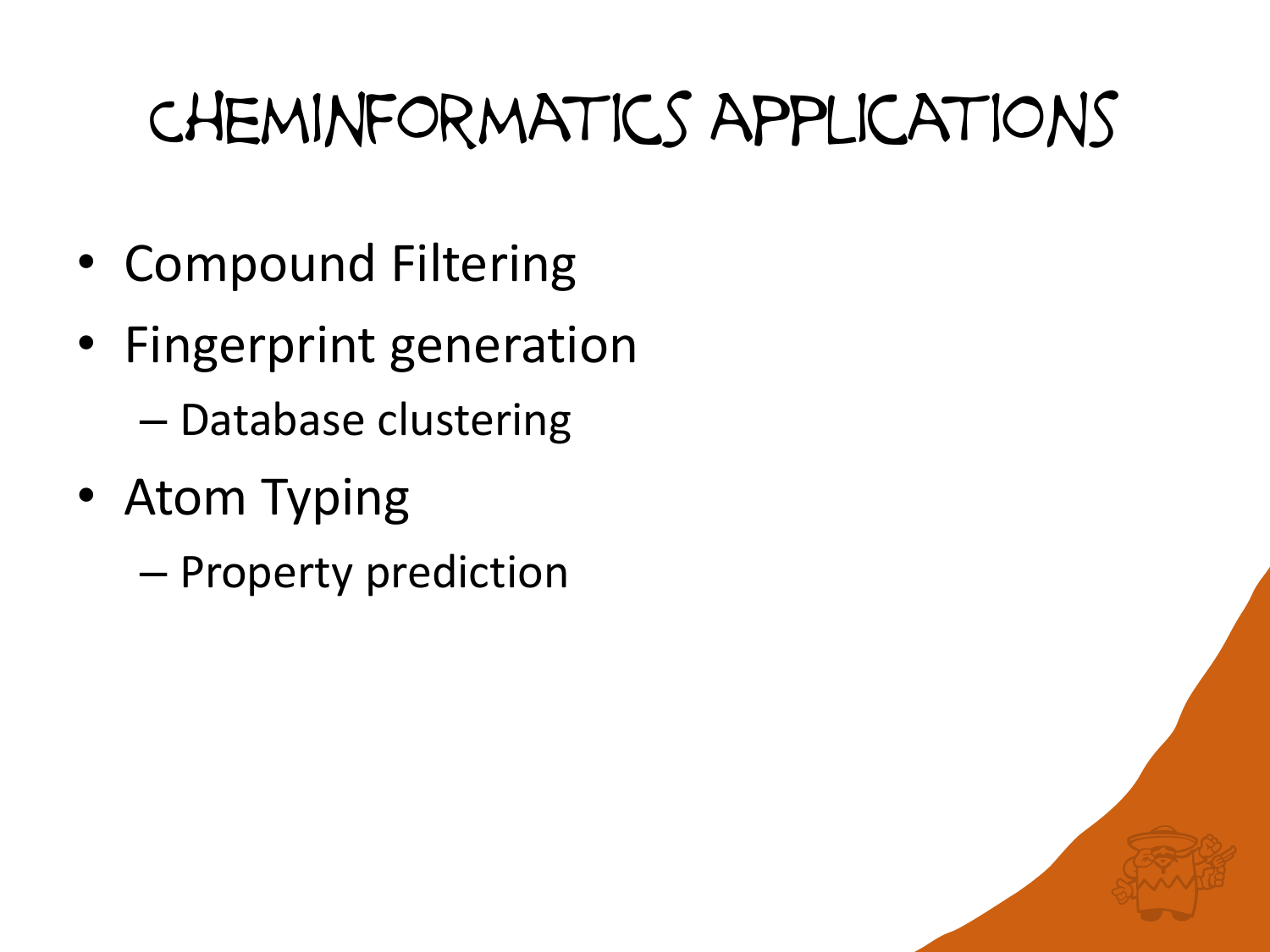# Cheminformatics Applications

- Compound Filtering
- Fingerprint generation
  - Database clustering
- Atom Typing
  - Property prediction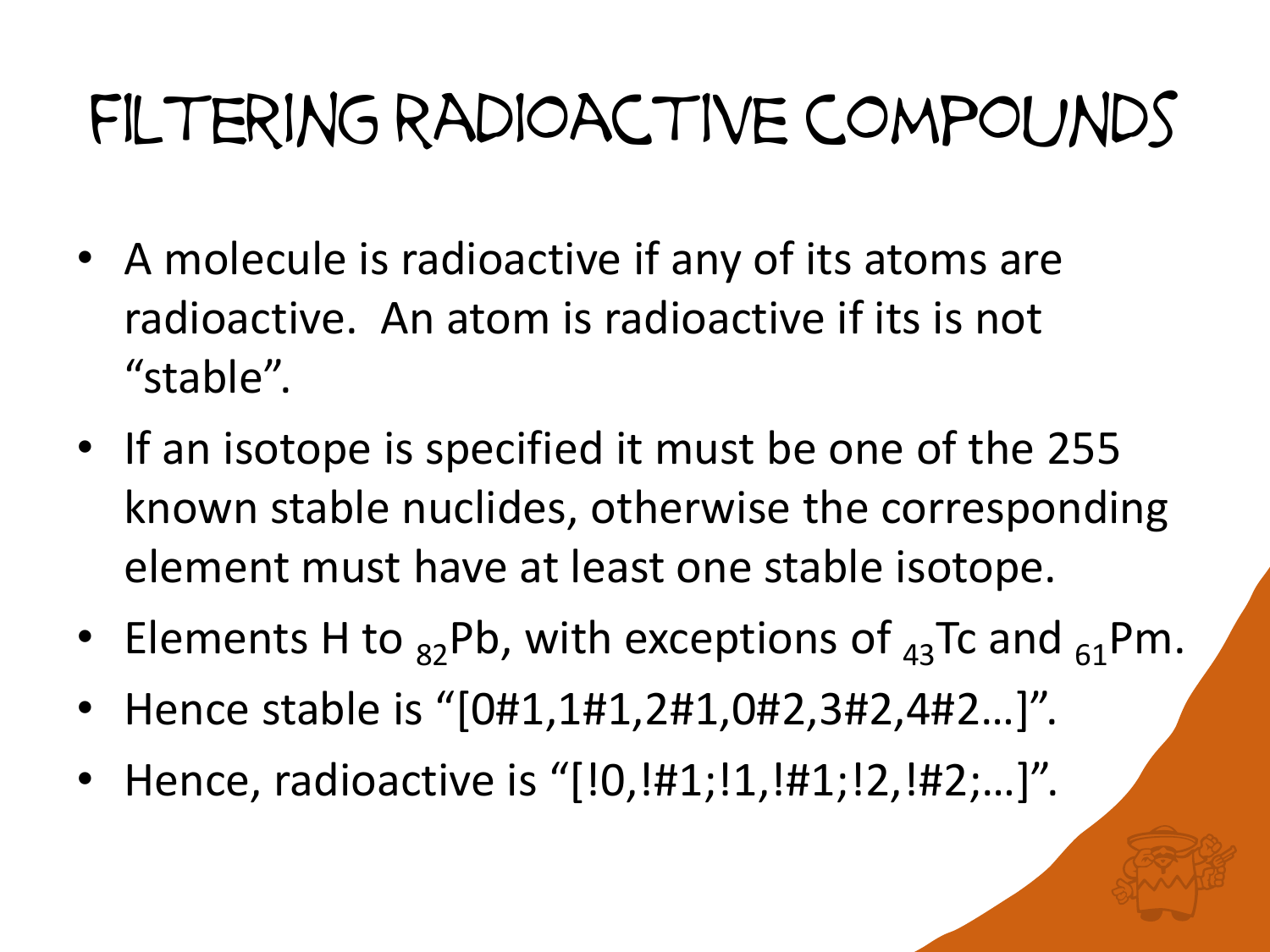# Filtering Radioactive Compounds

- A molecule is radioactive if any of its atoms are radioactive. An atom is radioactive if its is not "stable".
- If an isotope is specified it must be one of the 255 known stable nuclides, otherwise the corresponding element must have at least one stable isotope.
- Elements H to $_{82}$Pb, with exceptions of $_{43}$Tc and $_{61}$Pm.
- Hence stable is "[0#1,1#1,2#1,0#2,3#2,4#2…]".
- Hence, radioactive is "[!0,!#1;!1,!#1;!2,!#2;…]".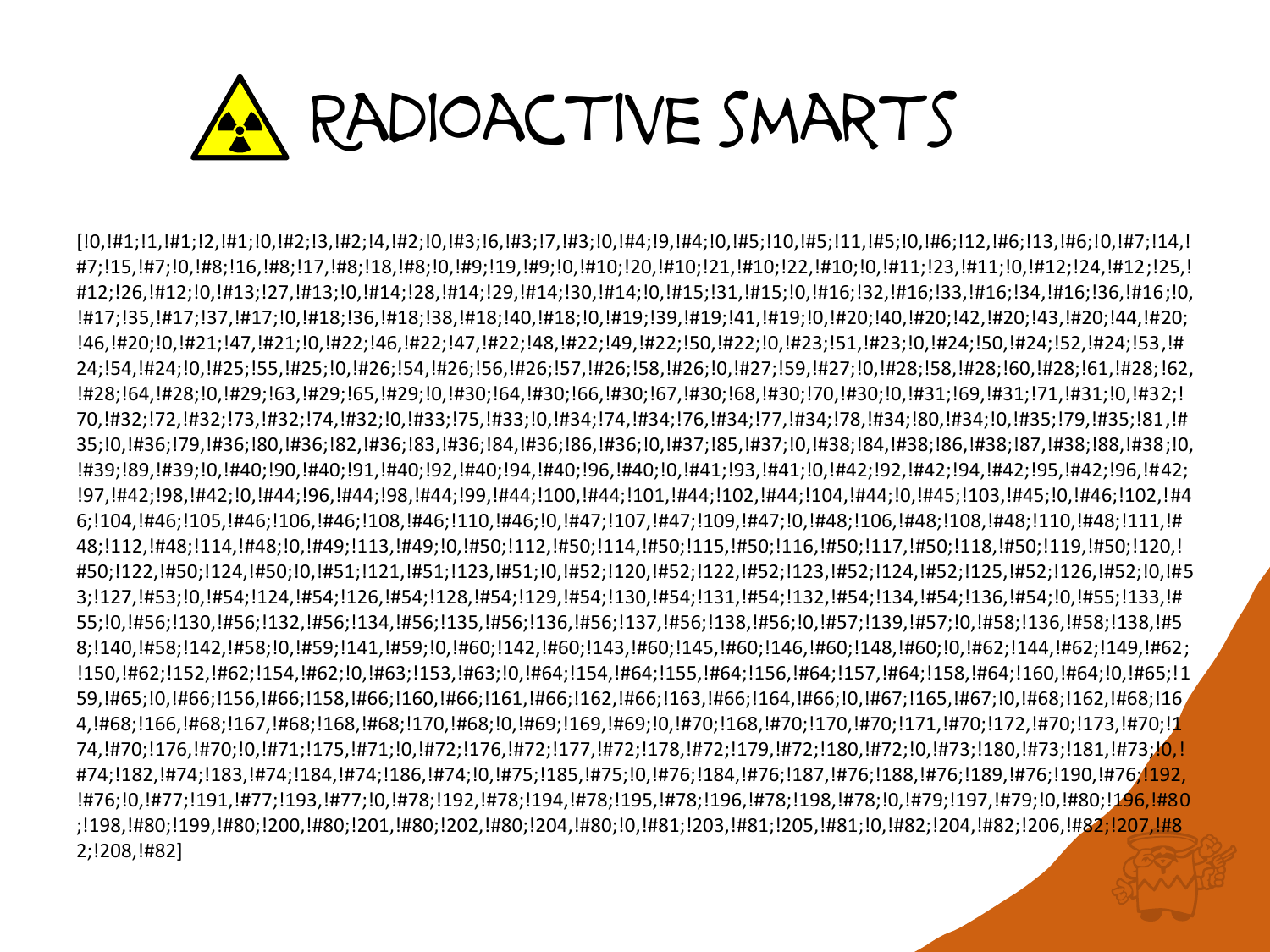# RADIOACTIVE SMARTS

[!0,!#1;!1,!#1;!2,!#1;!0,!#2;!3,!#2;!4,!#2;!0,!#3;!6,!#3;!7,!#3;!0,!#4;!9,!#4;!0,!#5;!10,!#5;!11,!#5;!0,!#6;!12,!#6;!13,!#6;!0,!#7;!14,!#7;!15,!#7;!0,!#8;!16,!#8;!17,!#8;!18,!#8;!0,!#9;!19,!#9;!0,!#10;!20,!#10;!21,!#10;!22,!#10;!0,!#11;!23,!#11;!0,!#12;!24,!#12;!25,!#12;!26,!#12;!0,!#13;!27,!#13;!0,!#14;!28,!#14;!29,!#14;!30,!#14;!0,!#15;!31,!#15;!0,!#16;!32,!#16;!33,!#16;!34,!#16;!36,!#16;!0,!#17;!35,!#17;!37,!#17;!0,!#18;!36,!#18;!38,!#18;!40,!#18;!0,!#19;!39,!#19;!41,!#19;!0,!#20;!40,!#20;!42,!#20;!43,!#20;!44,!#20;!46,!#20;!0,!#21;!47,!#21;!0,!#22;!46,!#22;!47,!#22;!48,!#22;!49,!#22;!50,!#22;!0,!#23;!51,!#23;!0,!#24;!50,!#24;!52,!#24;!53,!#24;!54,!#24;!0,!#25;!55,!#25;!0,!#26;!54,!#26;!56,!#26;!57,!#26;!58,!#26;!0,!#27;!59,!#27;!0,!#28;!58,!#28;!60,!#28;!61,!#28;!62,!#28;!64,!#28;!0,!#29;!63,!#29;!65,!#29;!0,!#30;!64,!#30;!66,!#30;!67,!#30;!68,!#30;!70,!#30;!0,!#31;!69,!#31;!71,!#31;!0,!#32;!70,!#32;!72,!#32;!73,!#32;!74,!#32;!0,!#33;!75,!#33;!0,!#34;!74,!#34;!76,!#34;!77,!#34;!78,!#34;!80,!#34;!0,!#35;!79,!#35;!81,!#35;!0,!#36;!79,!#36;!80,!#36;!82,!#36;!83,!#36;!84,!#36;!86,!#36;!0,!#37;!85,!#37;!0,!#38;!84,!#38;!86,!#38;!87,!#38;!88,!#38;!0,!#39;!89,!#39;!0,!#40;!90,!#40;!91,!#40;!92,!#40;!94,!#40;!96,!#40;!0,!#41;!93,!#41;!0,!#42;!92,!#42;!94,!#42;!95,!#42;!96,!#42;!97,!#42;!98,!#42;!0,!#44;!96,!#44;!98,!#44;!99,!#44;!100,!#44;!101,!#44;!102,!#44;!104,!#44;!0,!#45;!103,!#45;!0,!#46;!102,!#46;!104,!#46;!105,!#46;!106,!#46;!108,!#46;!110,!#46;!0,!#47;!107,!#47;!109,!#47;!0,!#48;!106,!#48;!108,!#48;!110,!#48;!111,!#48;!112,!#48;!114,!#48;!0,!#49;!113,!#49;!0,!#50;!112,!#50;!114,!#50;!115,!#50;!116,!#50;!117,!#50;!118,!#50;!119,!#50;!120,!#50;!122,!#50;!124,!#50;!0,!#51;!121,!#51;!123,!#51;!0,!#52;!120,!#52;!122,!#52;!123,!#52;!124,!#52;!125,!#52;!126,!#52;!0,!#53;!127,!#53;!0,!#54;!124,!#54;!126,!#54;!128,!#54;!129,!#54;!130,!#54;!131,!#54;!132,!#54;!134,!#54;!136,!#54;!0,!#55;!133,!#55;!0,!#56;!130,!#56;!132,!#56;!134,!#56;!135,!#56;!136,!#56;!137,!#56;!138,!#56;!0,!#57;!139,!#57;!0,!#58;!136,!#58;!138,!#58;!140,!#58;!142,!#58;!0,!#59;!141,!#59;!0,!#60;!142,!#60;!143,!#60;!145,!#60;!146,!#60;!148,!#60;!0,!#62;!144,!#62;!149,!#62;!150,!#62;!152,!#62;!154,!#62;!0,!#63;!153,!#63;!0,!#64;!154,!#64;!155,!#64;!156,!#64;!157,!#64;!158,!#64;!160,!#64;!0,!#65;!159,!#65;!0,!#66;!156,!#66;!158,!#66;!160,!#66;!161,!#66;!162,!#66;!163,!#66;!164,!#66;!0,!#67;!165,!#67;!0,!#68;!162,!#68;!164,!#68;!166,!#68;!167,!#68;!168,!#68;!170,!#68;!0,!#69;!169,!#69;!0,!#70;!168,!#70;!170,!#70;!171,!#70;!172,!#70;!173,!#70;!174,!#70;!176,!#70;!0,!#71;!175,!#71;!0,!#72;!176,!#72;!177,!#72;!178,!#72;!179,!#72;!180,!#72;!0,!#73;!180,!#73;!181,!#73;!0,!#74;!182,!#74;!183,!#74;!184,!#74;!186,!#74;!0,!#75;!185,!#75;!0,!#76;!184,!#76;!187,!#76;!188,!#76;!189,!#76;!190,!#76;!192,!#76;!0,!#77;!191,!#77;!193,!#77;!0,!#78;!192,!#78;!194,!#78;!195,!#78;!196,!#78;!198,!#78;!0,!#79;!197,!#79;!0,!#80;!196,!#80;!198,!#80;!199,!#80;!200,!#80;!201,!#80;!202,!#80;!204,!#80;!0,!#81;!203,!#81;!205,!#81;!0,!#82;!204,!#82;!206,!#82;!207,!#82;!208,!#82]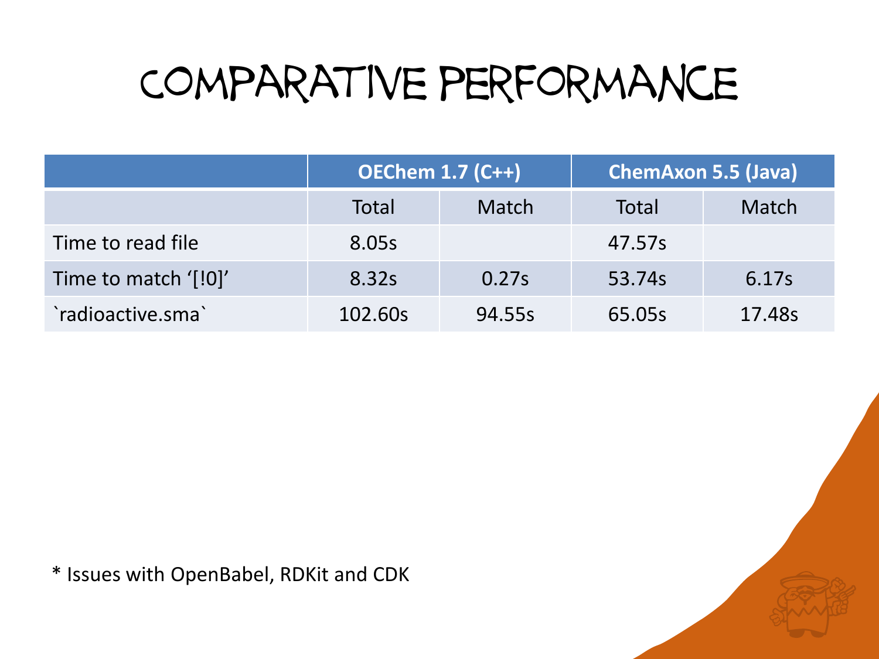# Comparative Performance

| | OEChem 1.7 (C++) | | ChemAxon 5.5 (Java) | |
|---|---|---|---|---|
| | Total | Match | Total | Match |
| Time to read file | 8.05s | | 47.57s | |
| Time to match ‘[!0]’ | 8.32s | 0.27s | 53.74s | 6.17s |
| `radioactive.sma` | 102.60s | 94.55s | 65.05s | 17.48s |

* Issues with OpenBabel, RDKit and CDK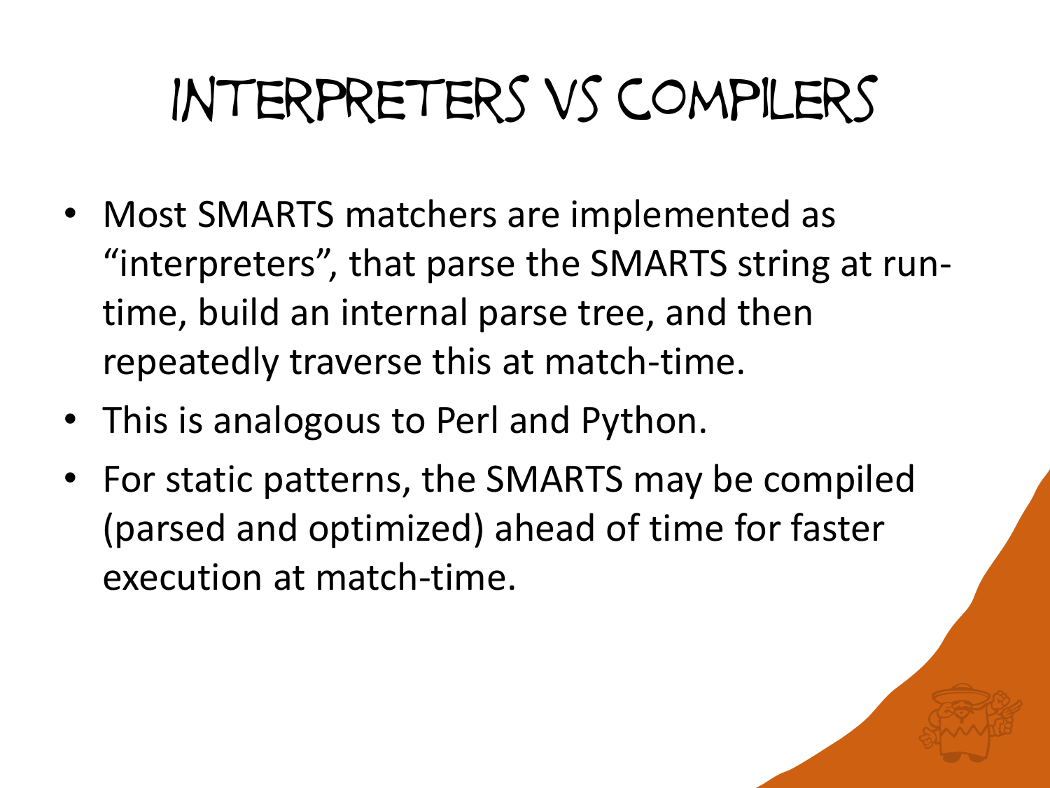# Interpreters vs Compilers

- Most SMARTS matchers are implemented as "interpreters", that parse the SMARTS string at run-time, build an internal parse tree, and then repeatedly traverse this at match-time.
- This is analogous to Perl and Python.
- For static patterns, the SMARTS may be compiled (parsed and optimized) ahead of time for faster execution at match-time.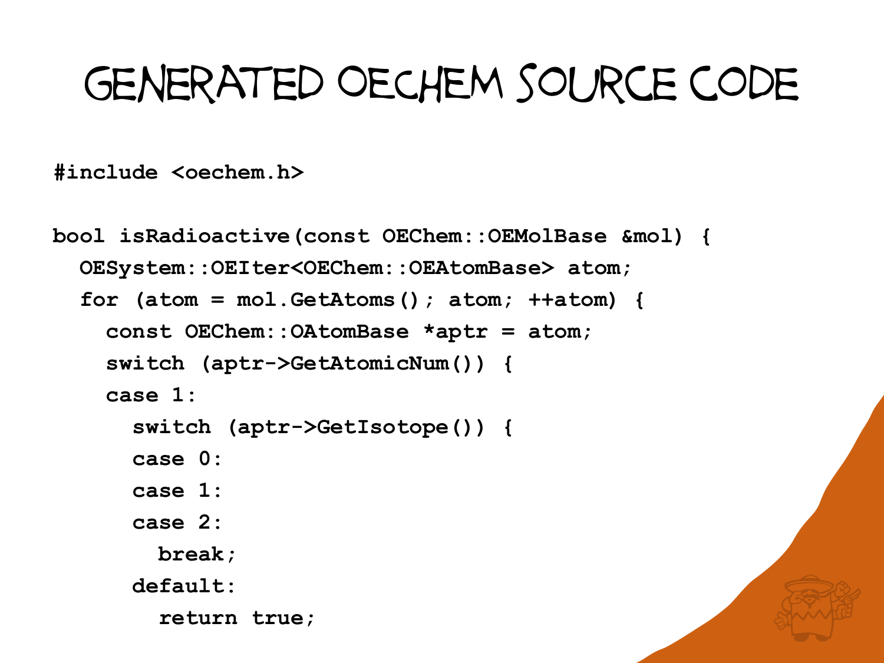# Generated OEChem Source Code

```
#include <oechem.h>

bool isRadioactive(const OEChem::OEMolBase &mol) {
  OESystem::OEIter<OEChem::OEAtomBase> atom;
  for (atom = mol.GetAtoms(); atom; ++atom) {
    const OEChem::OAtomBase *aptr = atom;
    switch (aptr->GetAtomicNum()) {
    case 1:
      switch (aptr->GetIsotope()) {
      case 0:
      case 1:
      case 2:
        break;
      default:
        return true;
```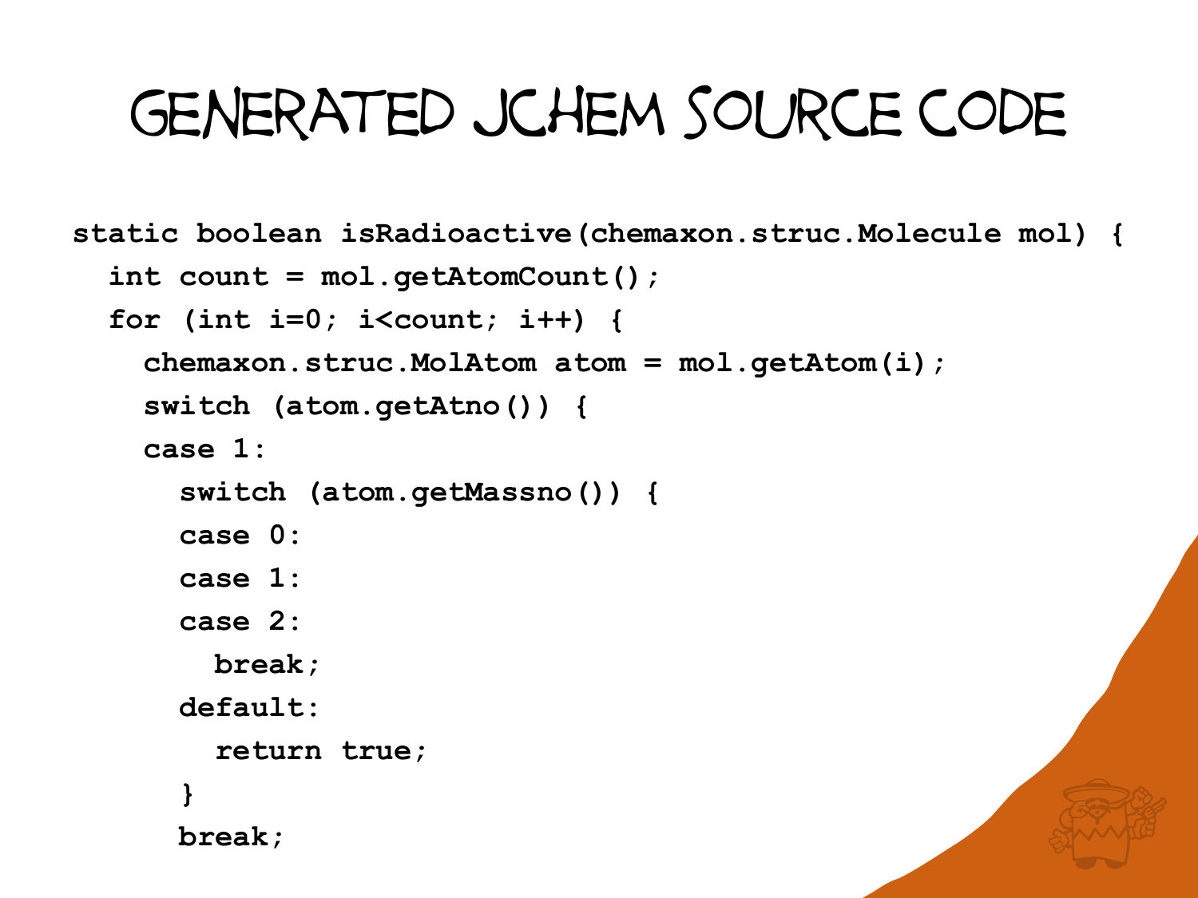# Generated JChem Source Code

```
static boolean isRadioactive(chemaxon.struc.Molecule mol) {
  int count = mol.getAtomCount();
  for (int i=0; i<count; i++) {
    chemaxon.struc.MolAtom atom = mol.getAtom(i);
    switch (atom.getAtno()) {
    case 1:
      switch (atom.getMassno()) {
      case 0:
      case 1:
      case 2:
        break;
      default:
        return true;
      }
      break;
```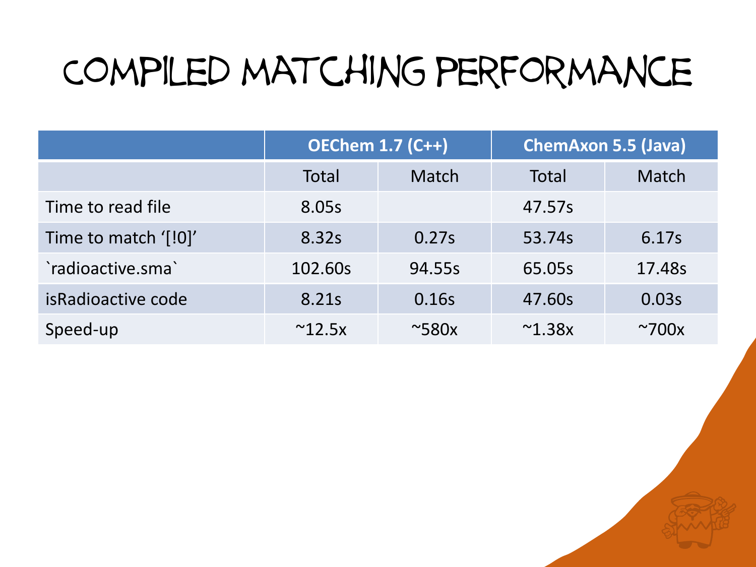# Compiled matching performance

| | OEChem 1.7 (C++) | | ChemAxon 5.5 (Java) | |
|---|---|---|---|---|
| | Total | Match | Total | Match |
| Time to read file | 8.05s | | 47.57s | |
| Time to match '[!0]' | 8.32s | 0.27s | 53.74s | 6.17s |
| `radioactive.sma` | 102.60s | 94.55s | 65.05s | 17.48s |
| isRadioactive code | 8.21s | 0.16s | 47.60s | 0.03s |
| Speed-up | ~12.5x | ~580x | ~1.38x | ~700x |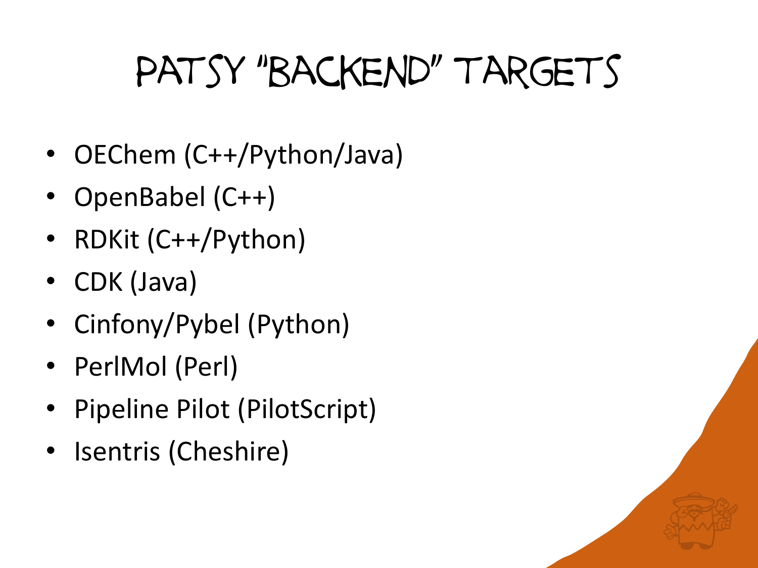# Patsy "Backend" Targets

- OEChem (C++/Python/Java)
- OpenBabel (C++)
- RDKit (C++/Python)
- CDK (Java)
- Cinfony/Pybel (Python)
- PerlMol (Perl)
- Pipeline Pilot (PilotScript)
- Isentris (Cheshire)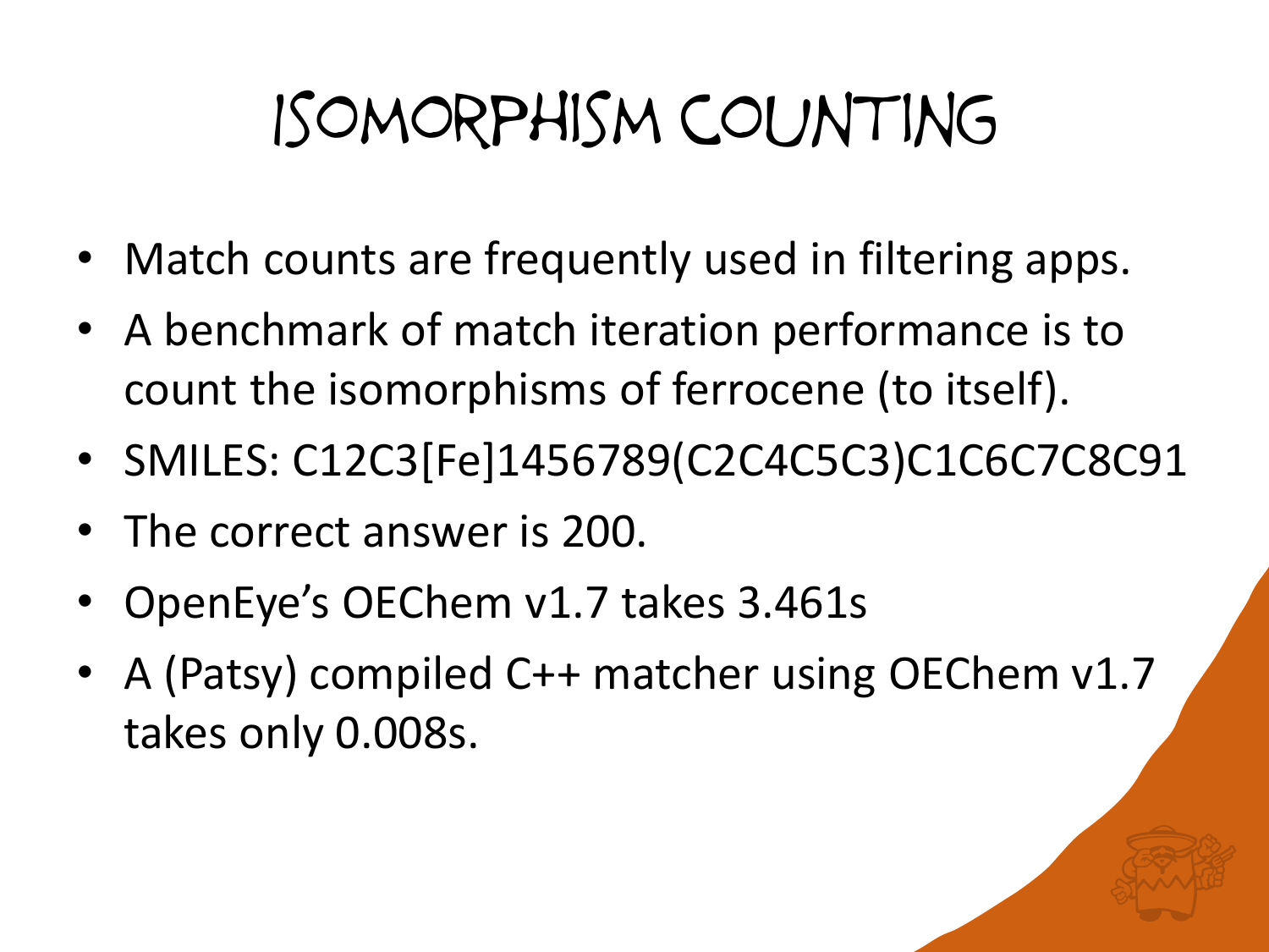# Isomorphism Counting

- Match counts are frequently used in filtering apps.
- A benchmark of match iteration performance is to count the isomorphisms of ferrocene (to itself).
- SMILES: C12C3[Fe]1456789(C2C4C5C3)C1C6C7C8C91
- The correct answer is 200.
- OpenEye's OEChem v1.7 takes 3.461s
- A (Patsy) compiled C++ matcher using OEChem v1.7 takes only 0.008s.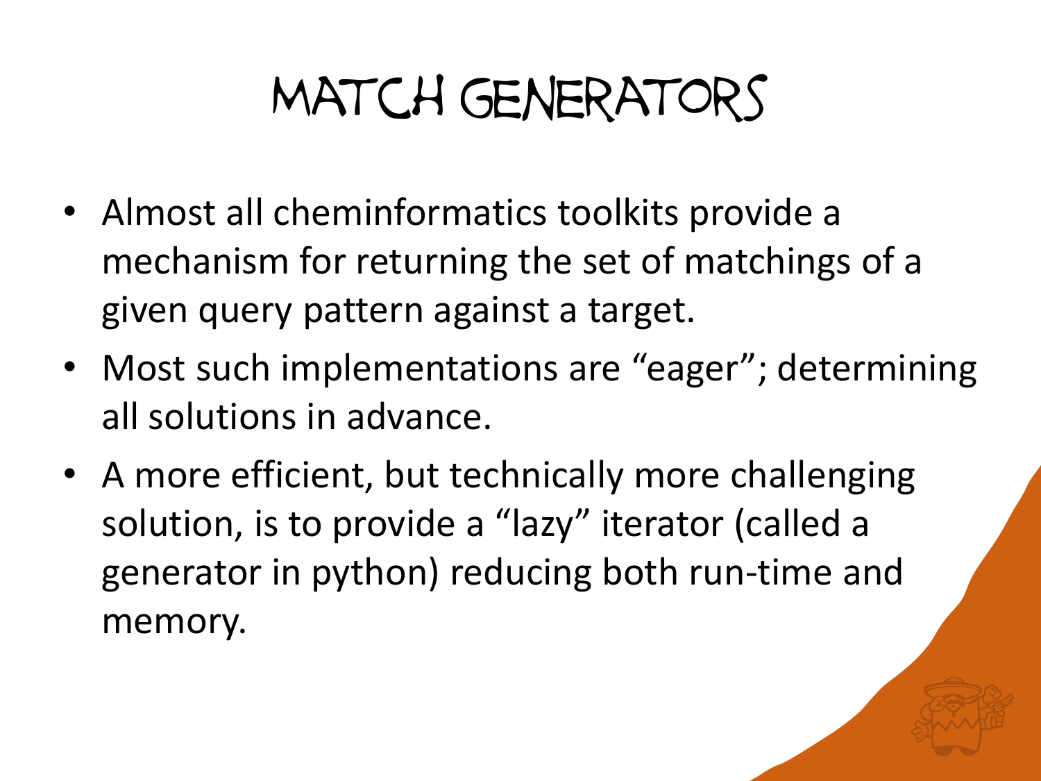# MATCH GENERATORS

- Almost all cheminformatics toolkits provide a mechanism for returning the set of matchings of a given query pattern against a target.
- Most such implementations are “eager”; determining all solutions in advance.
- A more efficient, but technically more challenging solution, is to provide a “lazy” iterator (called a generator in python) reducing both run-time and memory.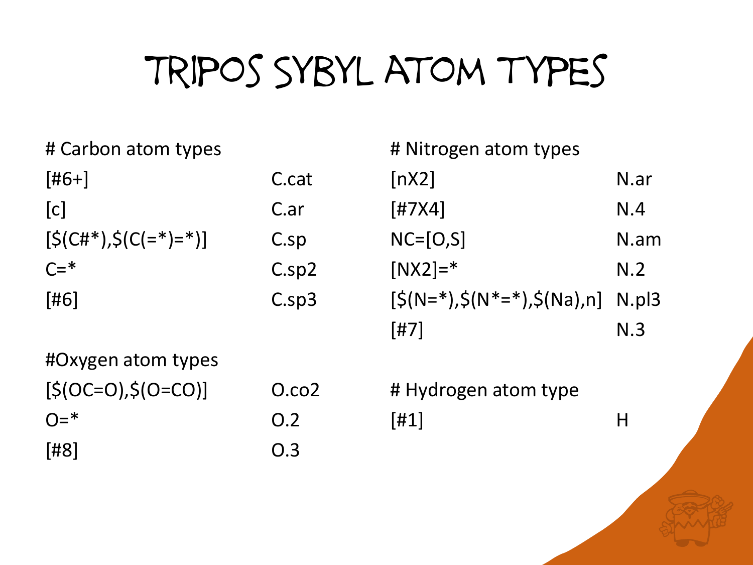# Tripos Sybyl Atom Types

| # Carbon atom types | |
|---|---|
| [#6+] | C.cat |
| [c] | C.ar |
| [$(C#*),$(C(=*)=*)] | C.sp |
| C=* | C.sp2 |
| [#6] | C.sp3 |

| #Oxygen atom types | |
|---|---|
| [$(OC=O),$(O=CO)] | O.co2 |
| O=* | O.2 |
| [#8] | O.3 |

| # Nitrogen atom types | |
|---|---|
| [nX2] | N.ar |
| [#7X4] | N.4 |
| NC=[O,S] | N.am |
| [NX2]=* | N.2 |
| [$(N=*),$(N*=*),$(Na),n] | N.pl3 |
| [#7] | N.3 |

| # Hydrogen atom type | |
|---|---|
| [#1] | H |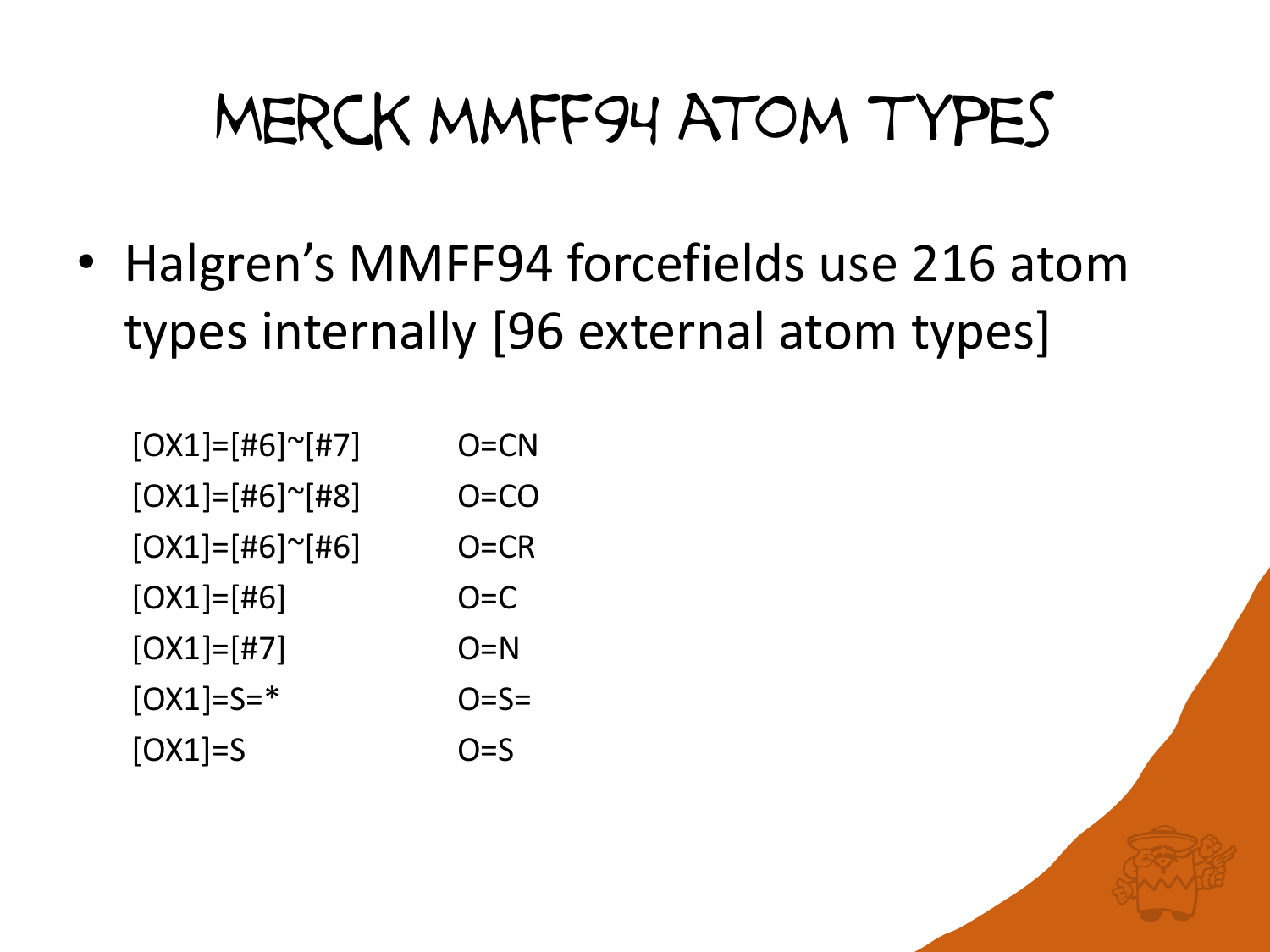# Merck MMFF94 Atom Types

- Halgren's MMFF94 forcefields use 216 atom types internally [96 external atom types]

| | |
|---|---|
| [OX1]=[#6]~[#7] | O=CN |
| [OX1]=[#6]~[#8] | O=CO |
| [OX1]=[#6]~[#6] | O=CR |
| [OX1]=[#6] | O=C |
| [OX1]=[#7] | O=N |
| [OX1]=S=* | O=S= |
| [OX1]=S | O=S |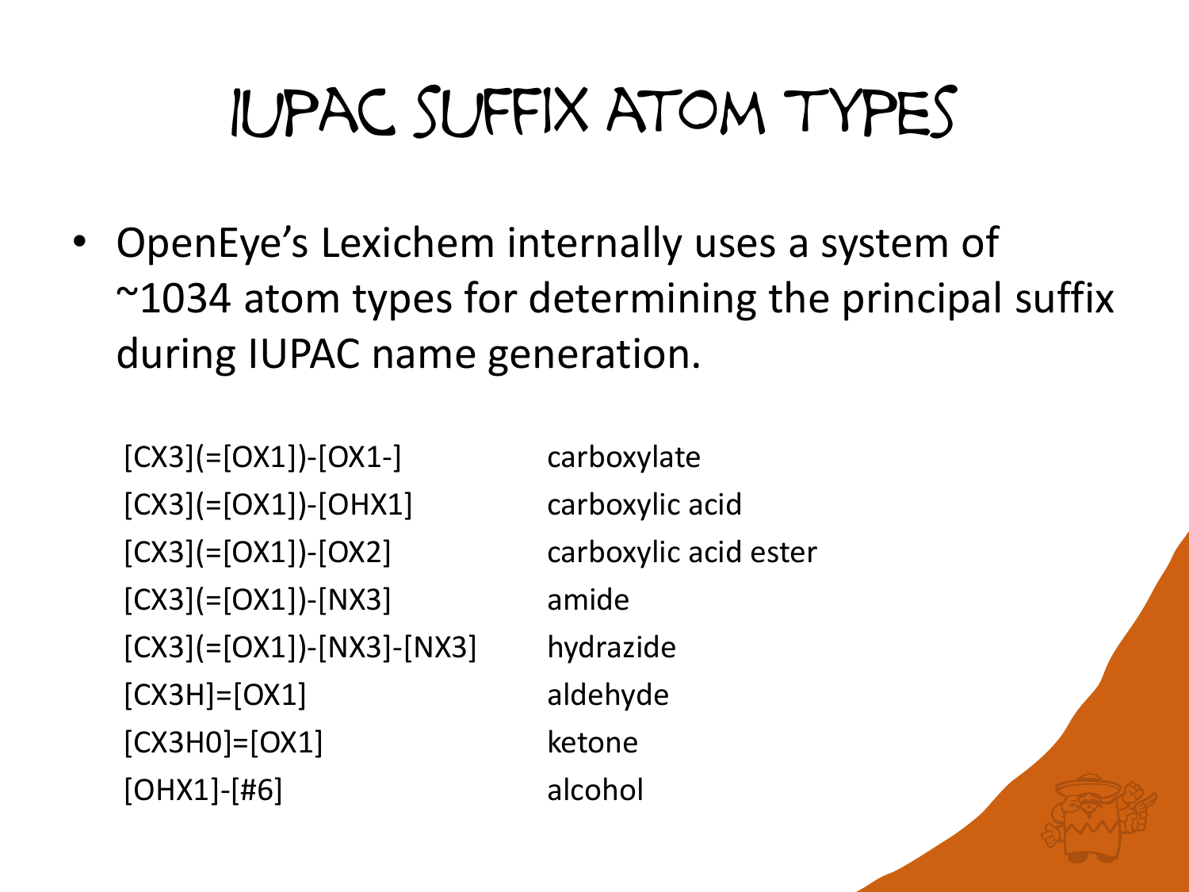# IUPAC Suffix Atom Types

- OpenEye's Lexichem internally uses a system of ~1034 atom types for determining the principal suffix during IUPAC name generation.

| SMARTS | Type |
| --- | --- |
| [CX3](=[OX1])-[OX1-] | carboxylate |
| [CX3](=[OX1])-[OHX1] | carboxylic acid |
| [CX3](=[OX1])-[OX2] | carboxylic acid ester |
| [CX3](=[OX1])-[NX3] | amide |
| [CX3](=[OX1])-[NX3]-[NX3] | hydrazide |
| [CX3H]=[OX1] | aldehyde |
| [CX3H0]=[OX1] | ketone |
| [OHX1]-[#6] | alcohol |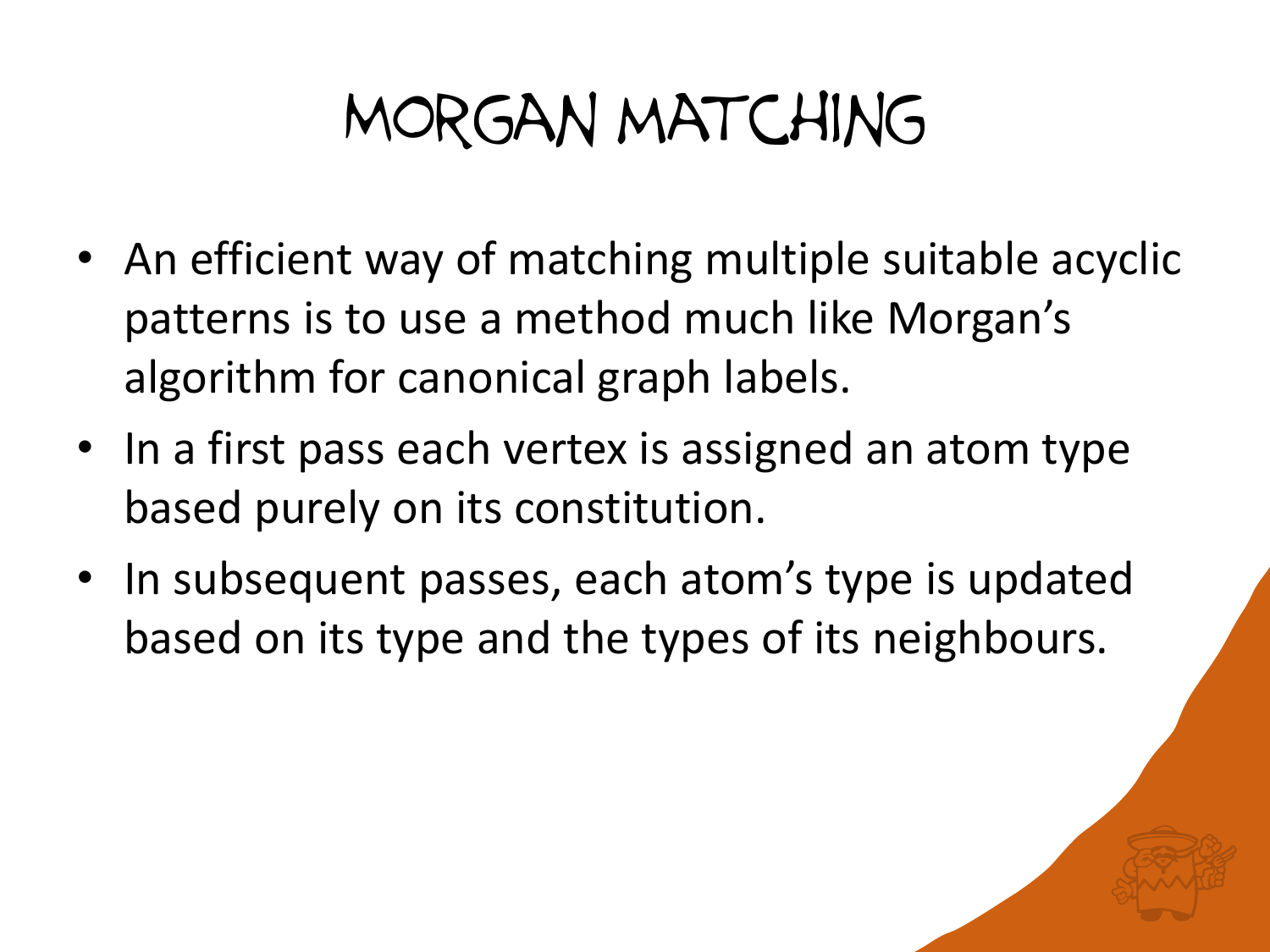# Morgan Matching

- An efficient way of matching multiple suitable acyclic patterns is to use a method much like Morgan's algorithm for canonical graph labels.
- In a first pass each vertex is assigned an atom type based purely on its constitution.
- In subsequent passes, each atom's type is updated based on its type and the types of its neighbours.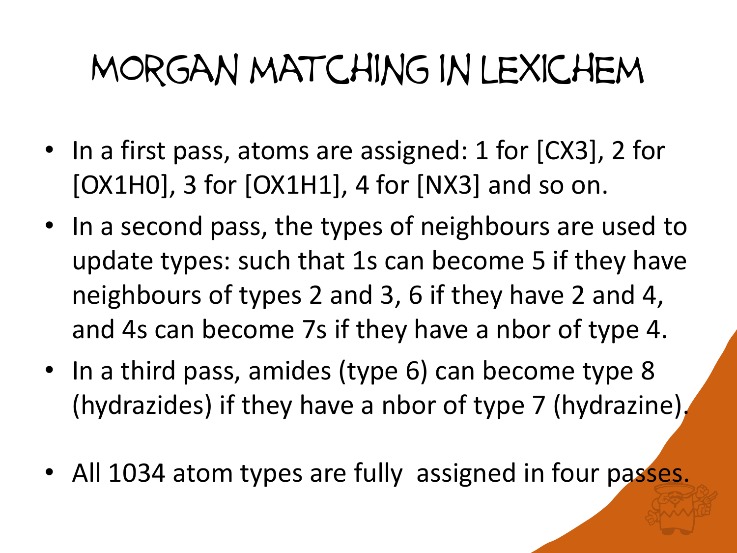# Morgan Matching in LexiChem

- In a first pass, atoms are assigned: 1 for [CX3], 2 for [OX1H0], 3 for [OX1H1], 4 for [NX3] and so on.
- In a second pass, the types of neighbours are used to update types: such that 1s can become 5 if they have neighbours of types 2 and 3, 6 if they have 2 and 4, and 4s can become 7s if they have a nbor of type 4.
- In a third pass, amides (type 6) can become type 8 (hydrazides) if they have a nbor of type 7 (hydrazine).
- All 1034 atom types are fully assigned in four passes.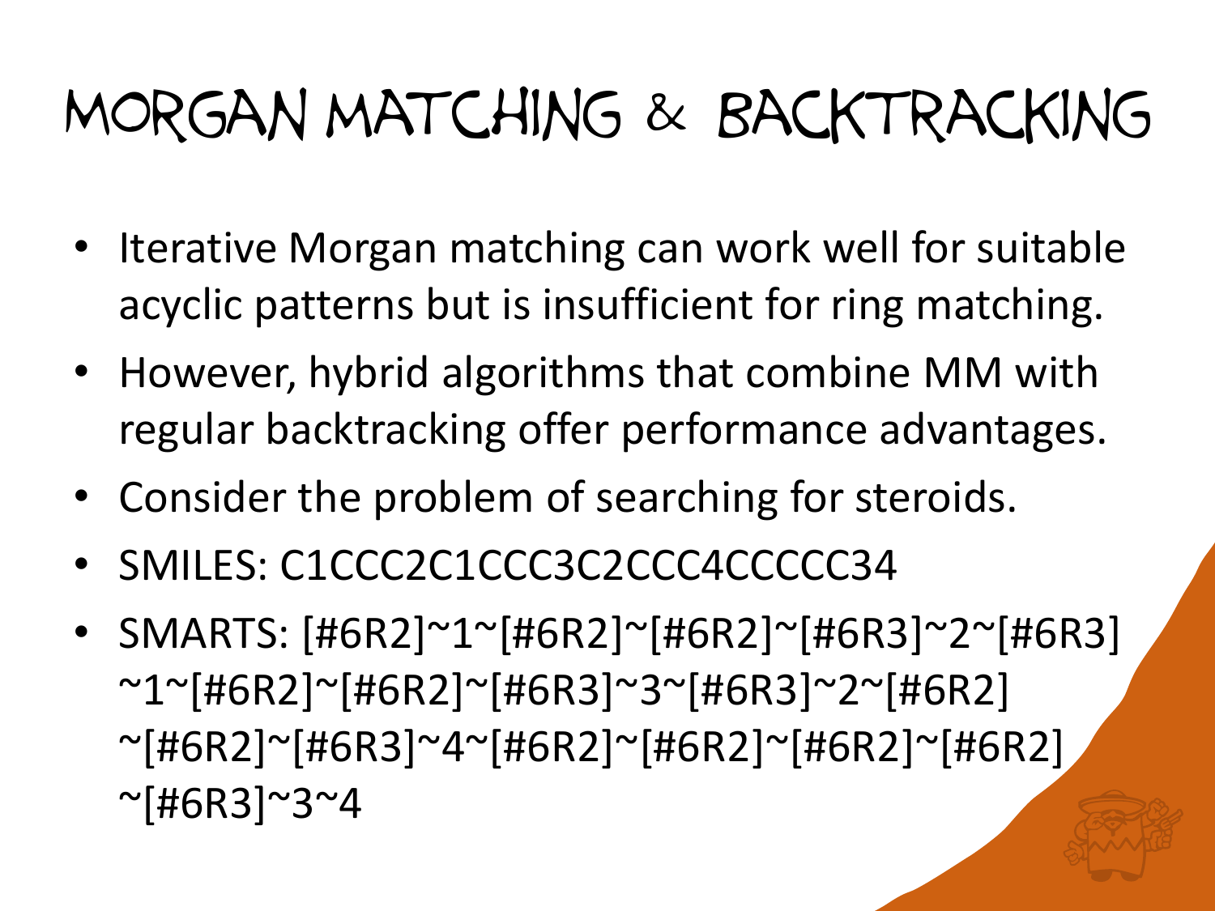# Morgan Matching & Backtracking

- Iterative Morgan matching can work well for suitable acyclic patterns but is insufficient for ring matching.
- However, hybrid algorithms that combine MM with regular backtracking offer performance advantages.
- Consider the problem of searching for steroids.
- SMILES: C1CCC2C1CCC3C2CCC4CCCCC34
- SMARTS: [#6R2]~1~[#6R2]~[#6R2]~[#6R3]~2~[#6R3]~1~[#6R2]~[#6R2]~[#6R3]~3~[#6R3]~2~[#6R2]~[#6R2]~[#6R3]~4~[#6R2]~[#6R2]~[#6R2]~[#6R2]~[#6R3]~3~4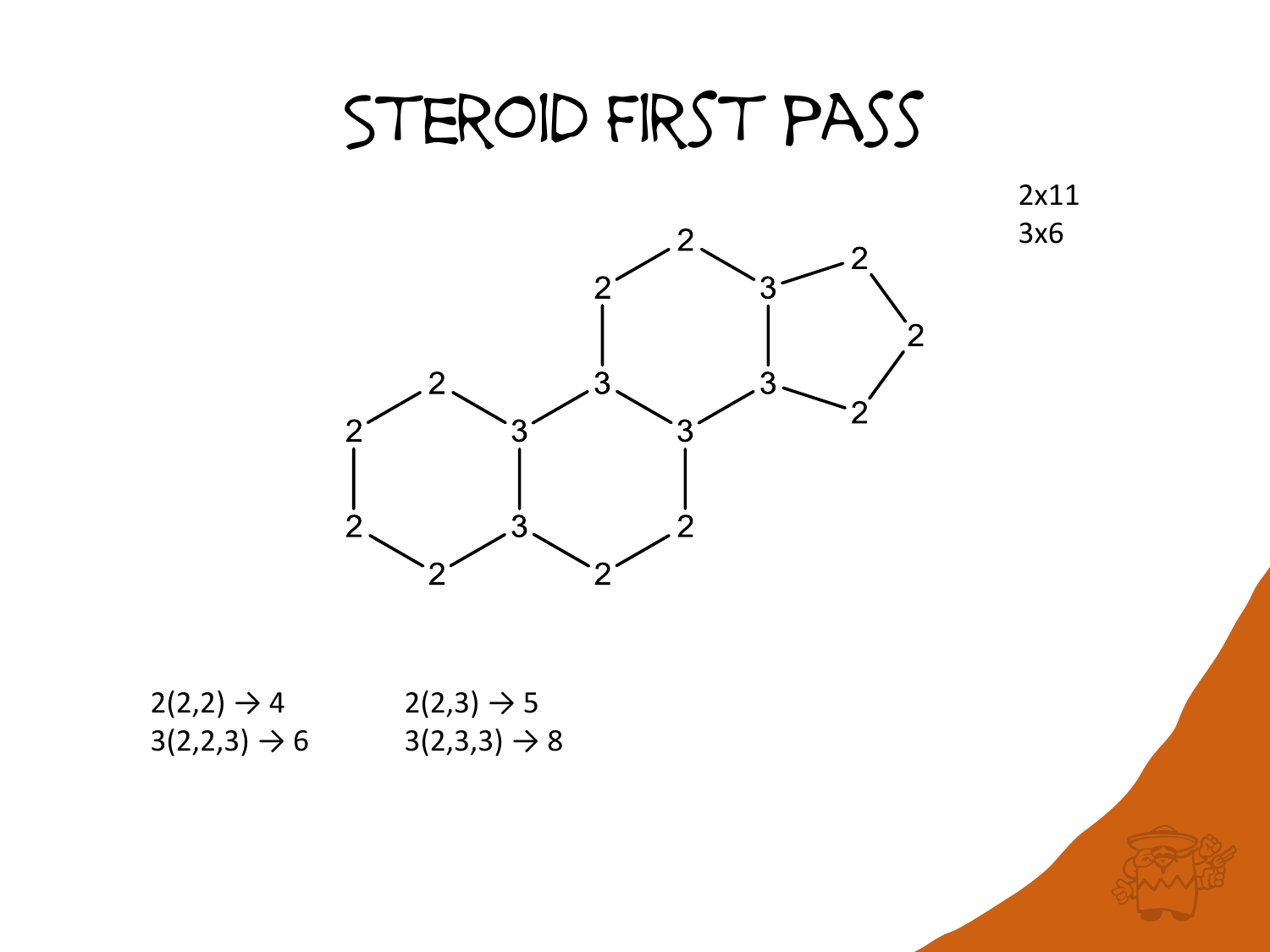# Steroid First Pass

2x11
3x6

2(2,2) → 4

3(2,2,3) → 6

2(2,3) → 5

3(2,3,3) → 8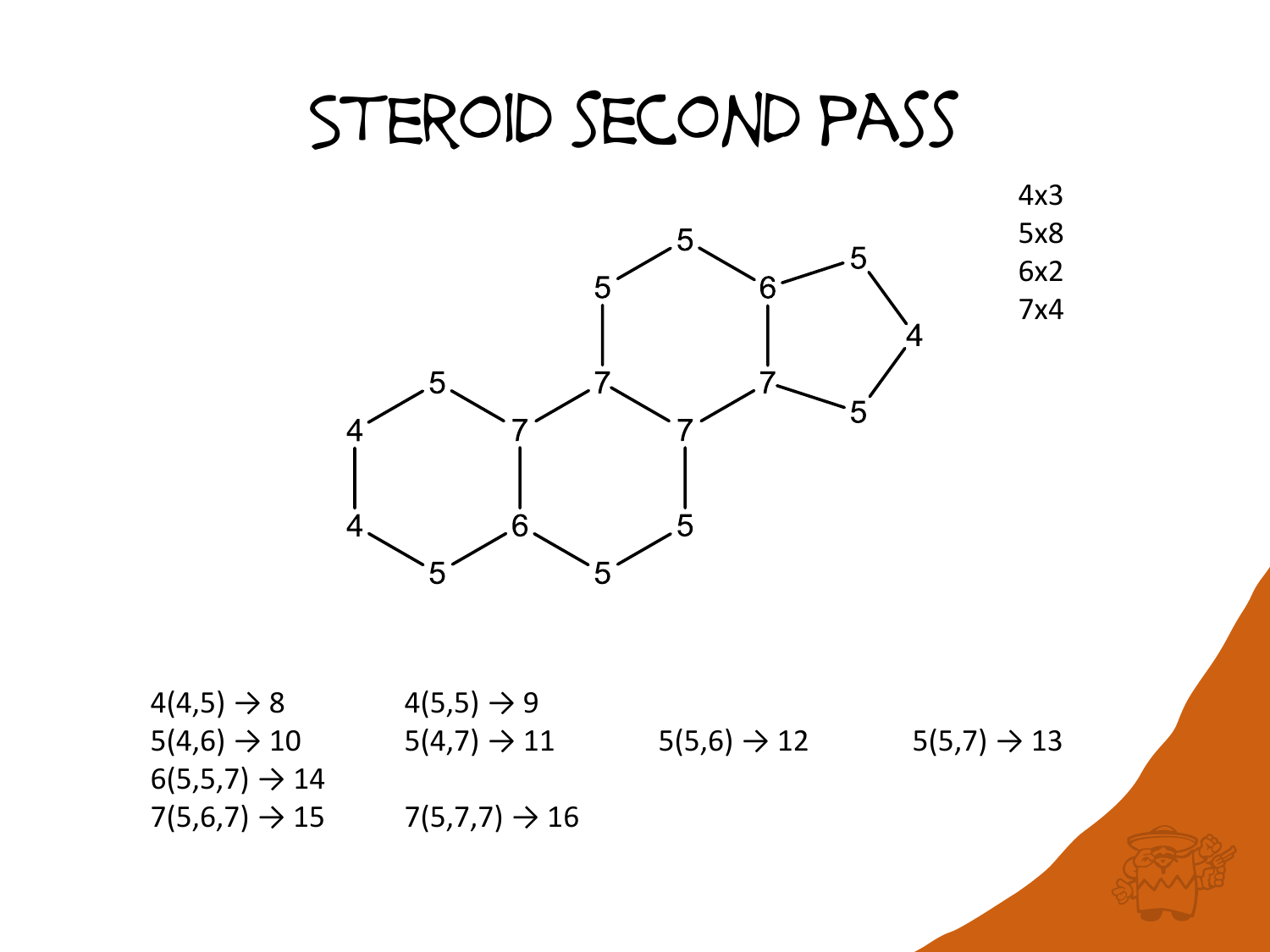# Steroid Second Pass

4x3
5x8
6x2
7x4

4(4,5) → 8
4(5,5) → 9
5(4,6) → 10
5(4,7) → 11
5(5,6) → 12
5(5,7) → 13
6(5,5,7) → 14
7(5,6,7) → 15
7(5,7,7) → 16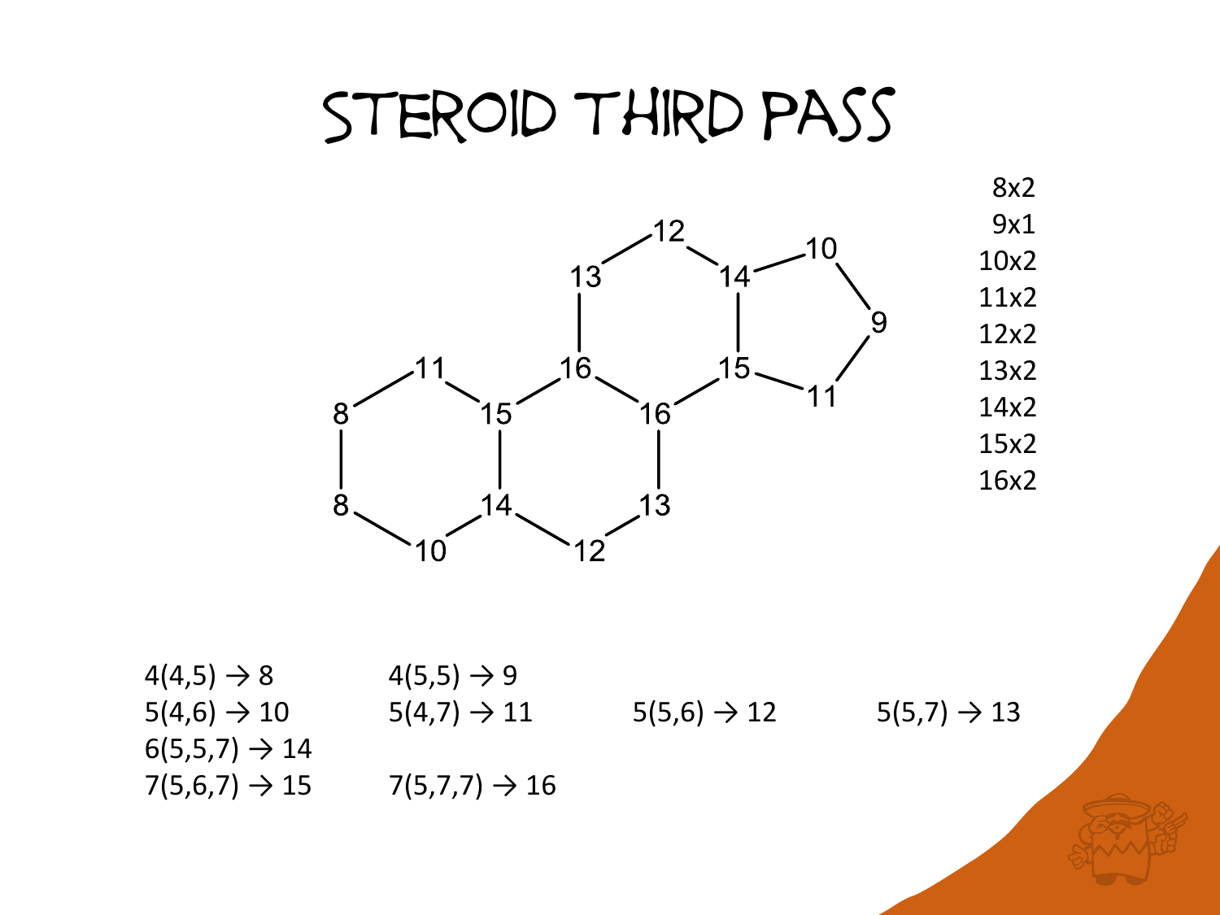# Steroid Third Pass

8x2
9x1
10x2
11x2
12x2
13x2
14x2
15x2
16x2

4(4,5) → 8
4(5,5) → 9
5(4,6) → 10
5(4,7) → 11
5(5,6) → 12
5(5,7) → 13
6(5,5,7) → 14
7(5,6,7) → 15
7(5,7,7) → 16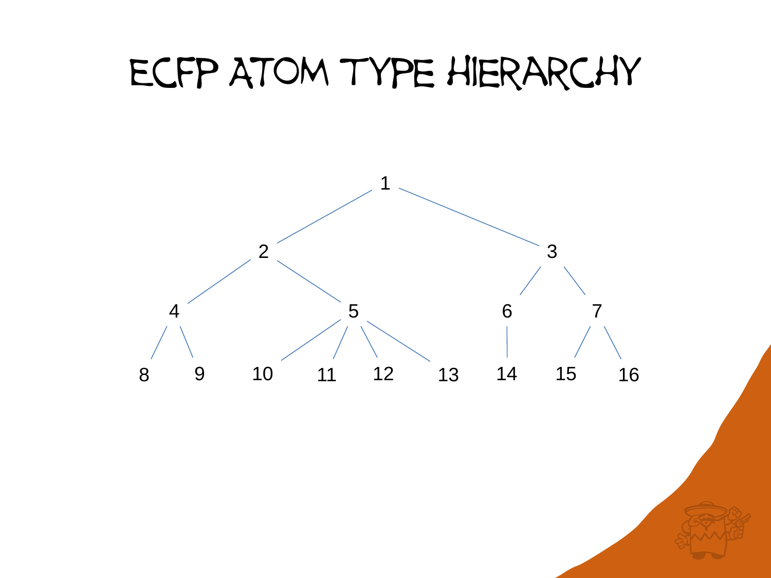# ECFP Atom Type Hierarchy

- 1
  - 2
    - 4
      - 8
      - 9
    - 5
      - 10
      - 11
      - 12
      - 13
  - 3
    - 6
      - 14
    - 7
      - 15
      - 16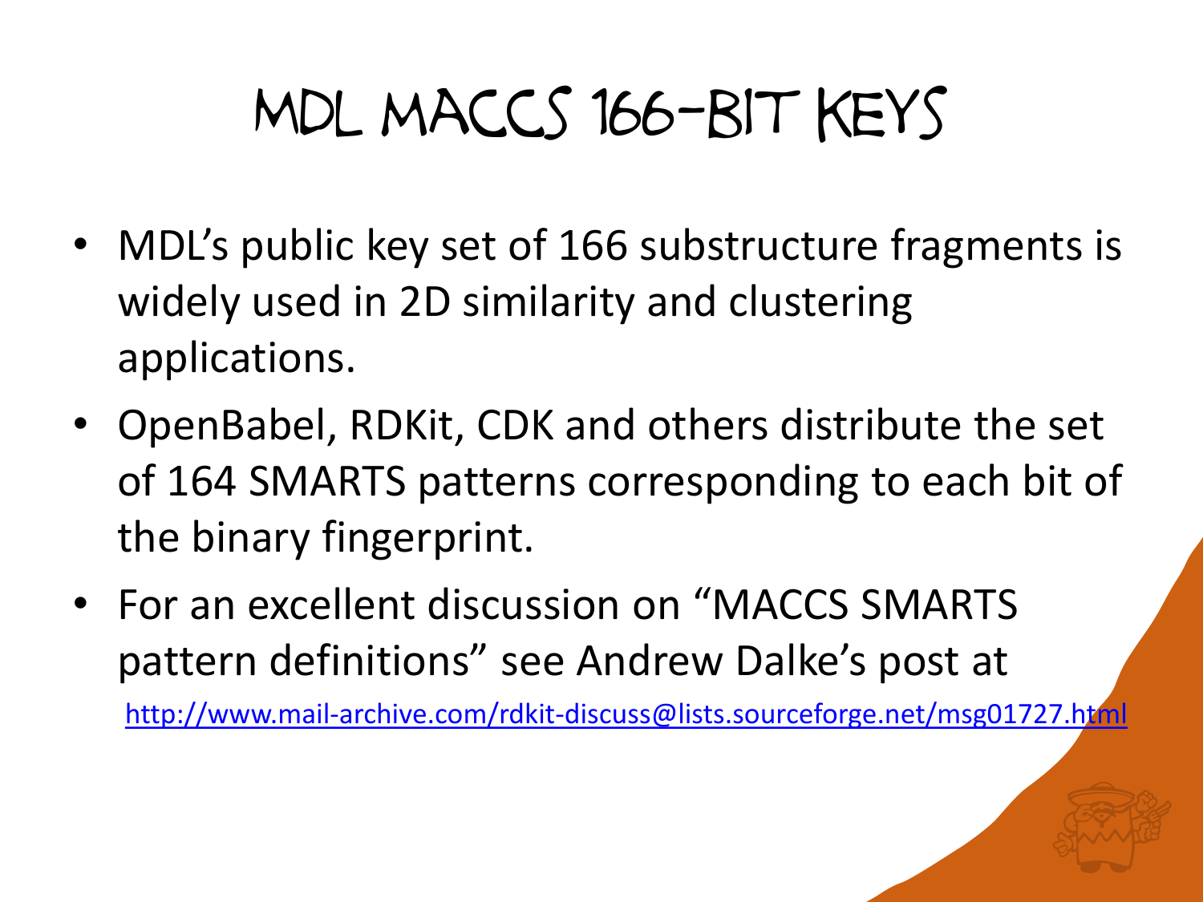# MDL MACCS 166-bit Keys

- MDL's public key set of 166 substructure fragments is widely used in 2D similarity and clustering applications.
- OpenBabel, RDKit, CDK and others distribute the set of 164 SMARTS patterns corresponding to each bit of the binary fingerprint.
- For an excellent discussion on "MACCS SMARTS pattern definitions" see Andrew Dalke's post at

  http://www.mail-archive.com/rdkit-discuss@lists.sourceforge.net/msg01727.html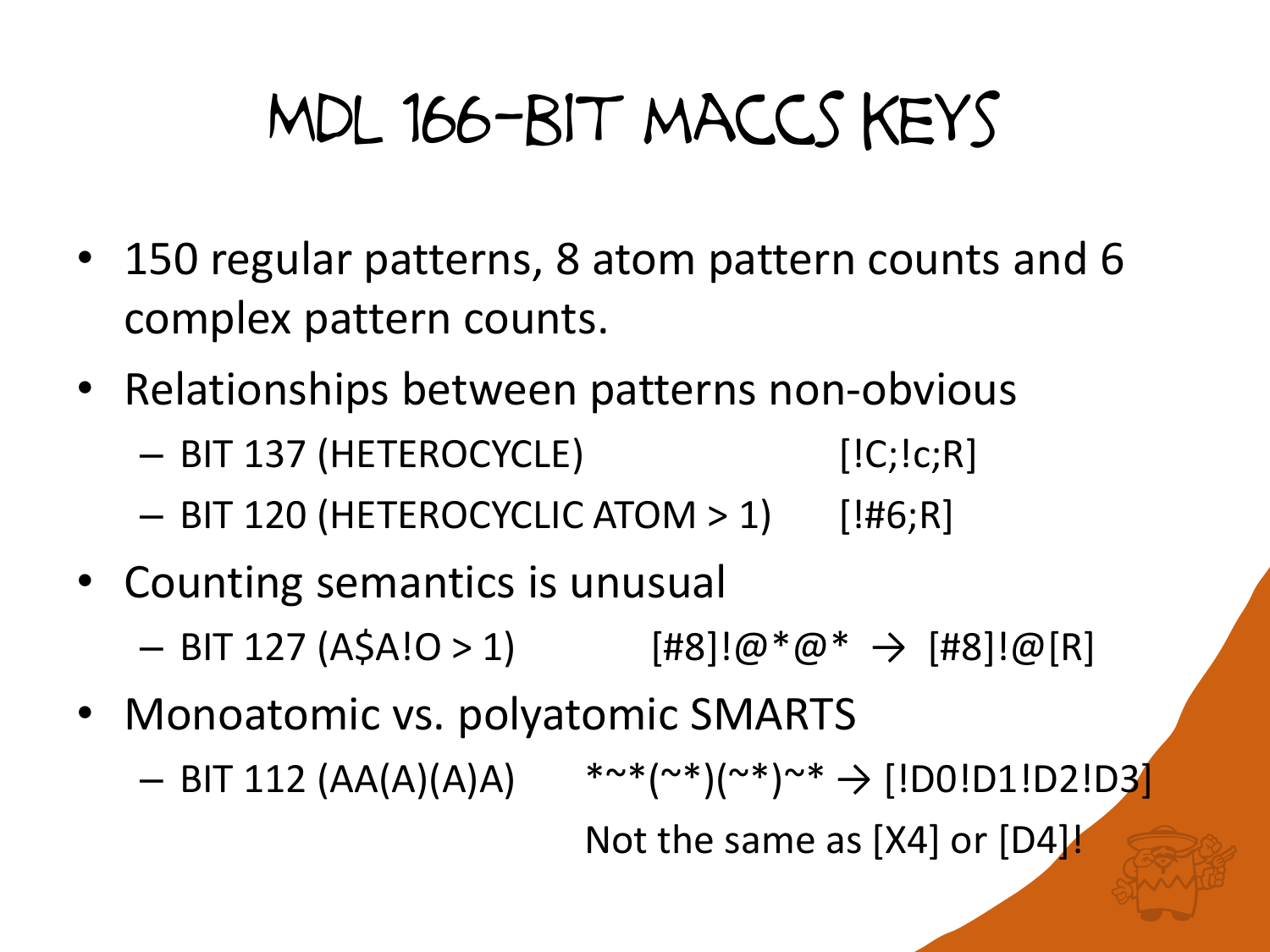# MDL 166-BIT MACCS KEYS

- 150 regular patterns, 8 atom pattern counts and 6 complex pattern counts.
- Relationships between patterns non-obvious
  - BIT 137 (HETEROCYCLE) [!C;!c;R]
  - BIT 120 (HETEROCYCLIC ATOM > 1) [!#6;R]
- Counting semantics is unusual
  - BIT 127 (A$A!O > 1) [#8]!@*@* → [#8]!@[R]
- Monoatomic vs. polyatomic SMARTS
  - BIT 112 (AA(A)(A)A) *~*(~*)(~*)~* → [!D0!D1!D2!D3]

    Not the same as [X4] or [D4]!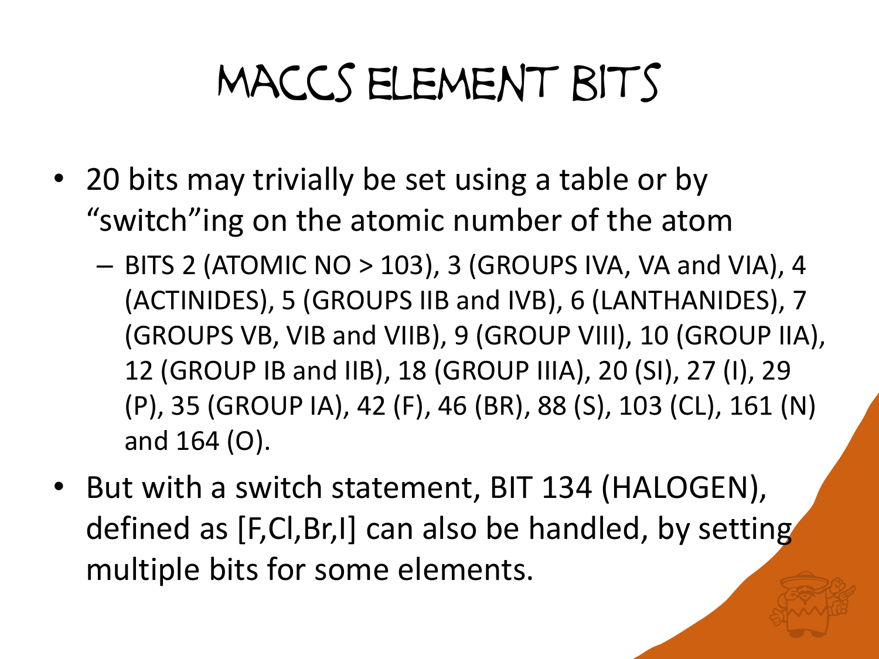# MACCS ELEMENT BITS

- 20 bits may trivially be set using a table or by "switch"ing on the atomic number of the atom
  - BITS 2 (ATOMIC NO > 103), 3 (GROUPS IVA, VA and VIA), 4 (ACTINIDES), 5 (GROUPS IIB and IVB), 6 (LANTHANIDES), 7 (GROUPS VB, VIB and VIIB), 9 (GROUP VIII), 10 (GROUP IIA), 12 (GROUP IB and IIB), 18 (GROUP IIIA), 20 (SI), 27 (I), 29 (P), 35 (GROUP IA), 42 (F), 46 (BR), 88 (S), 103 (CL), 161 (N) and 164 (O).
- But with a switch statement, BIT 134 (HALOGEN), defined as [F,Cl,Br,I] can also be handled, by setting multiple bits for some elements.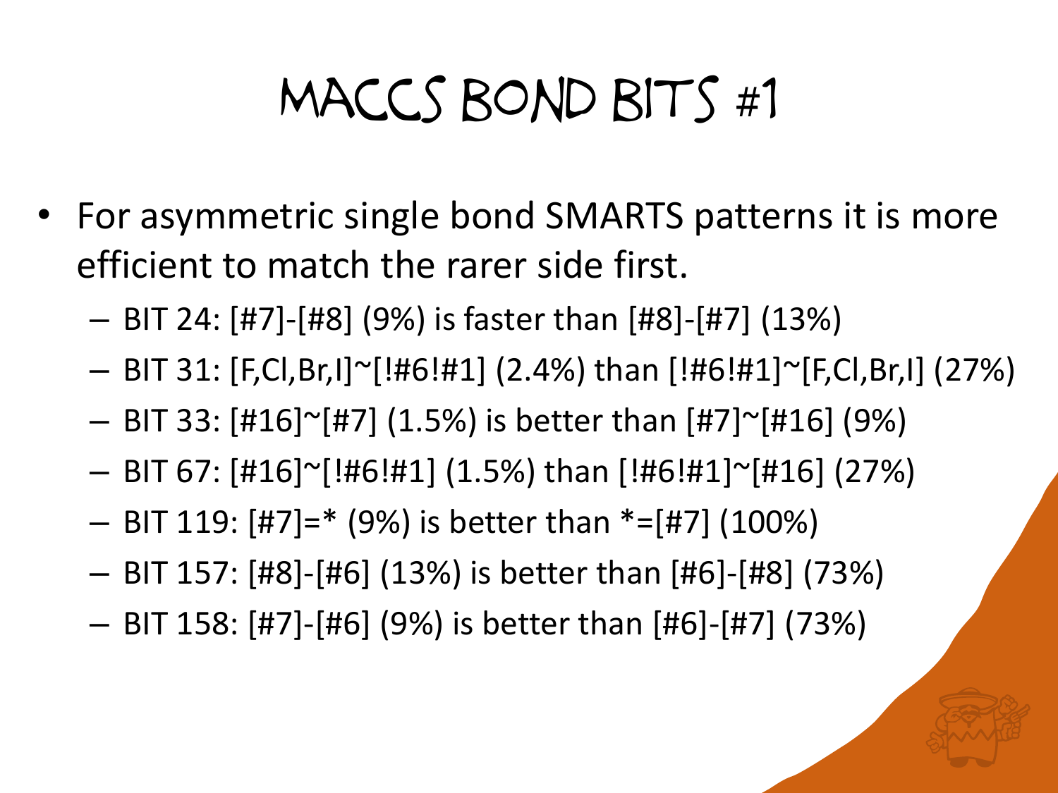# MACCS BOND BITS #1

- For asymmetric single bond SMARTS patterns it is more efficient to match the rarer side first.
  - BIT 24: [#7]-[#8] (9%) is faster than [#8]-[#7] (13%)
  - BIT 31: [F,Cl,Br,I]~[!#6!#1] (2.4%) than [!#6!#1]~[F,Cl,Br,I] (27%)
  - BIT 33: [#16]~[#7] (1.5%) is better than [#7]~[#16] (9%)
  - BIT 67: [#16]~[!#6!#1] (1.5%) than [!#6!#1]~[#16] (27%)
  - BIT 119: [#7]=* (9%) is better than *=[#7] (100%)
  - BIT 157: [#8]-[#6] (13%) is better than [#6]-[#8] (73%)
  - BIT 158: [#7]-[#6] (9%) is better than [#6]-[#7] (73%)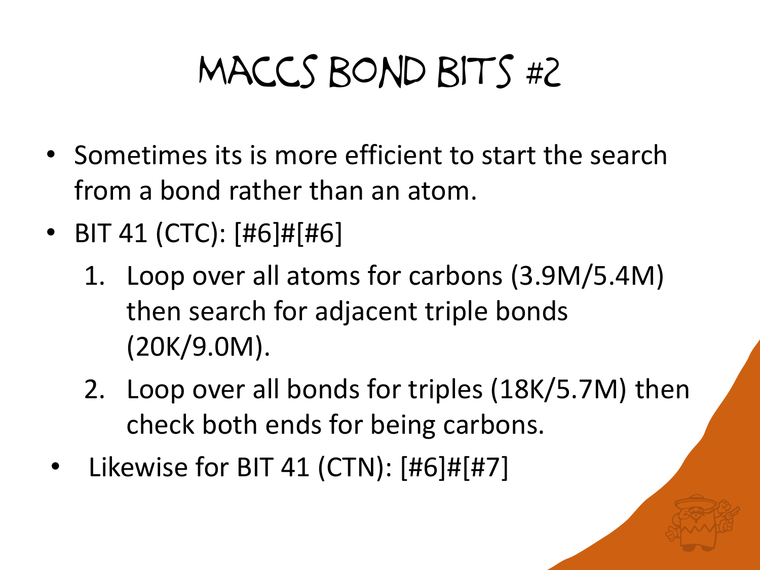# MACCS Bond Bits #2

- Sometimes its is more efficient to start the search from a bond rather than an atom.
- BIT 41 (CTC): [#6]#[#6]
  1. Loop over all atoms for carbons (3.9M/5.4M) then search for adjacent triple bonds (20K/9.0M).
  2. Loop over all bonds for triples (18K/5.7M) then check both ends for being carbons.
- Likewise for BIT 41 (CTN): [#6]#[#7]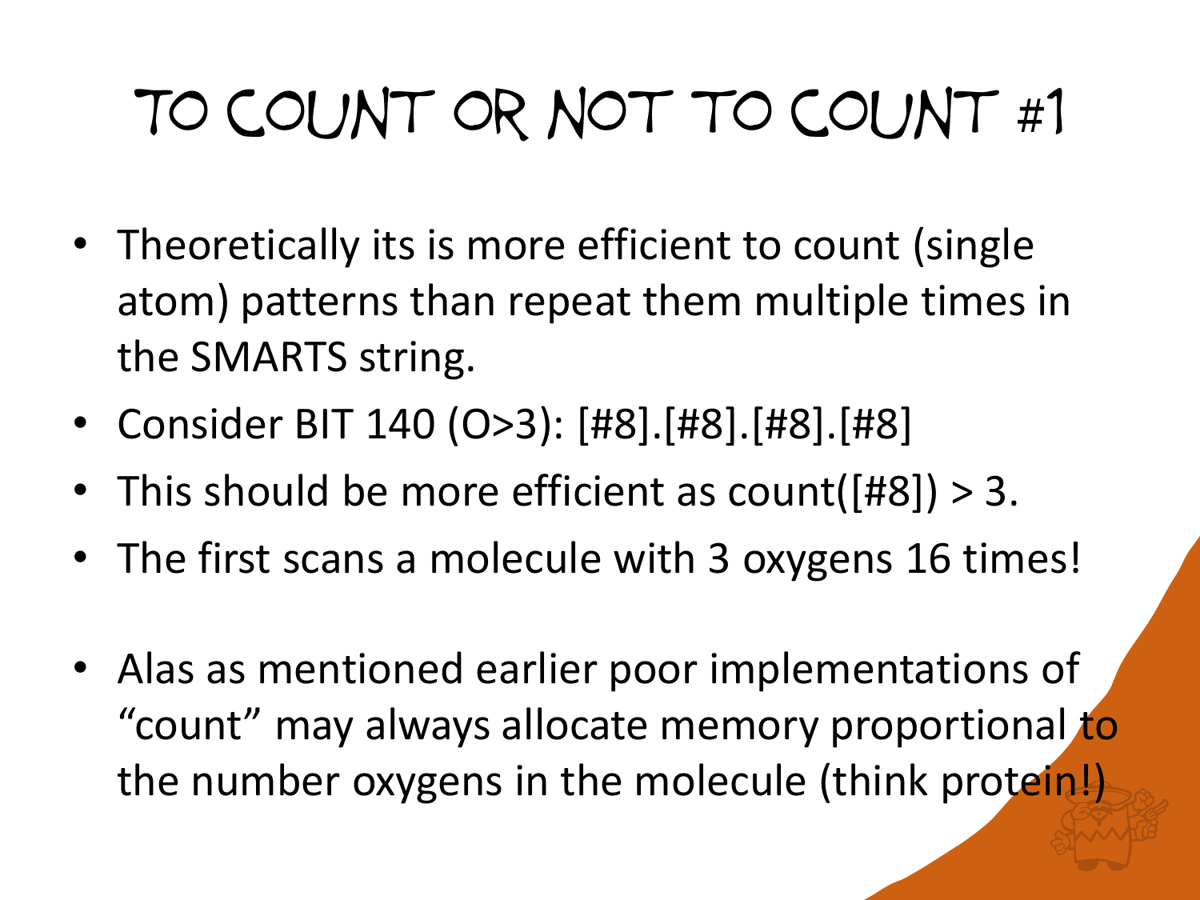# To Count or Not To Count #1

- Theoretically its is more efficient to count (single atom) patterns than repeat them multiple times in the SMARTS string.
- Consider BIT 140 (O>3): [#8].[#8].[#8].[#8]
- This should be more efficient as count([#8]) > 3.
- The first scans a molecule with 3 oxygens 16 times!
- Alas as mentioned earlier poor implementations of "count" may always allocate memory proportional to the number oxygens in the molecule (think protein!)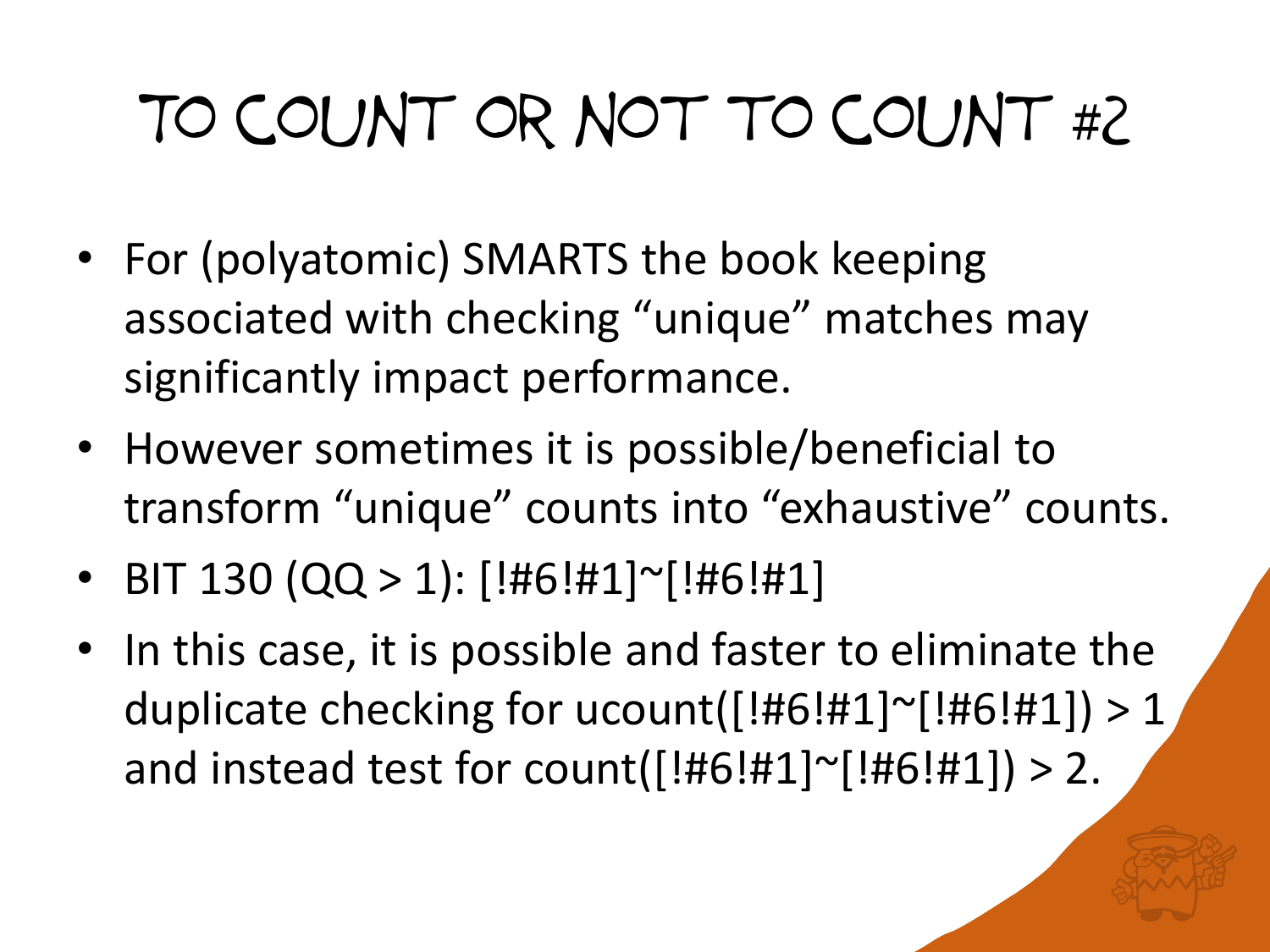# To Count or not to Count #2

- For (polyatomic) SMARTS the book keeping associated with checking "unique" matches may significantly impact performance.
- However sometimes it is possible/beneficial to transform "unique" counts into "exhaustive" counts.
- BIT 130 (QQ > 1): [!#6!#1]~[!#6!#1]
- In this case, it is possible and faster to eliminate the duplicate checking for ucount([!#6!#1]~[!#6!#1]) > 1 and instead test for count([!#6!#1]~[!#6!#1]) > 2.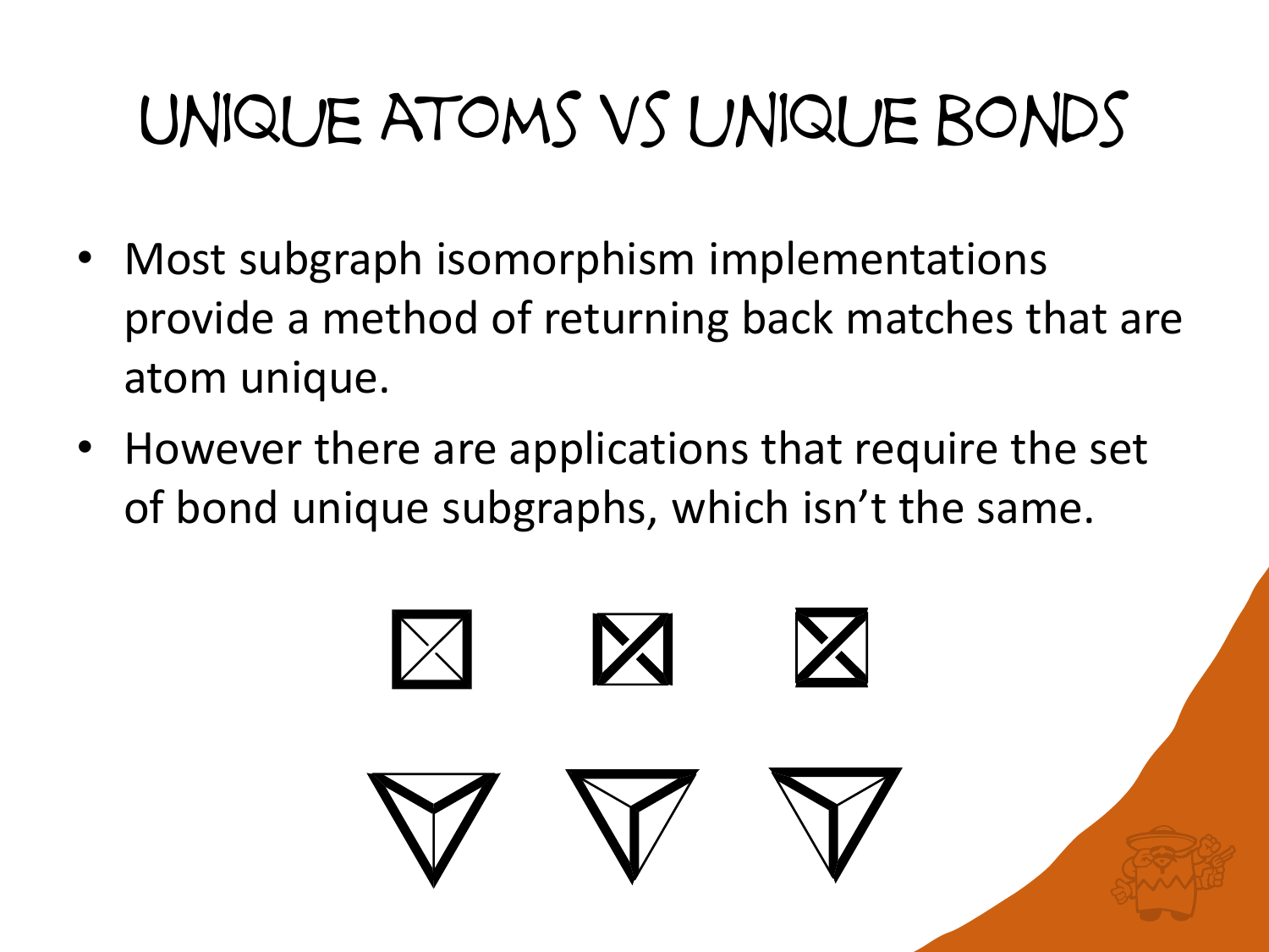# Unique atoms vs Unique bonds

- Most subgraph isomorphism implementations provide a method of returning back matches that are atom unique.
- However there are applications that require the set of bond unique subgraphs, which isn't the same.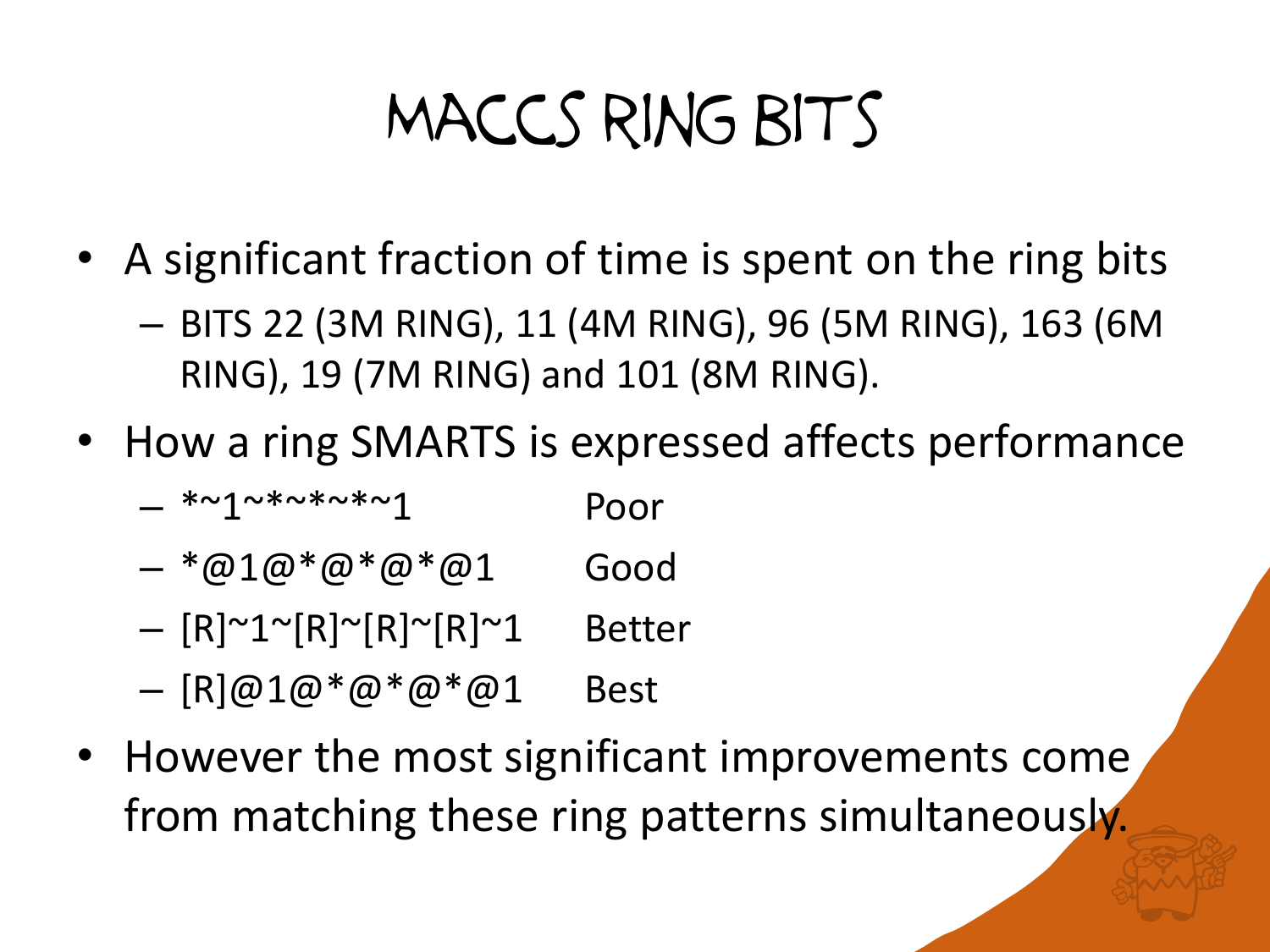# MACCS Ring Bits

- A significant fraction of time is spent on the ring bits
  - BITS 22 (3M RING), 11 (4M RING), 96 (5M RING), 163 (6M RING), 19 (7M RING) and 101 (8M RING).
- How a ring SMARTS is expressed affects performance
  - *~1~*~*~*~*~1 Poor
  - *@1@*@*@*@1 Good
  - [R]~1~[R]~[R]~[R]~1 Better
  - [R]@1@*@*@*@1 Best
- However the most significant improvements come from matching these ring patterns simultaneously.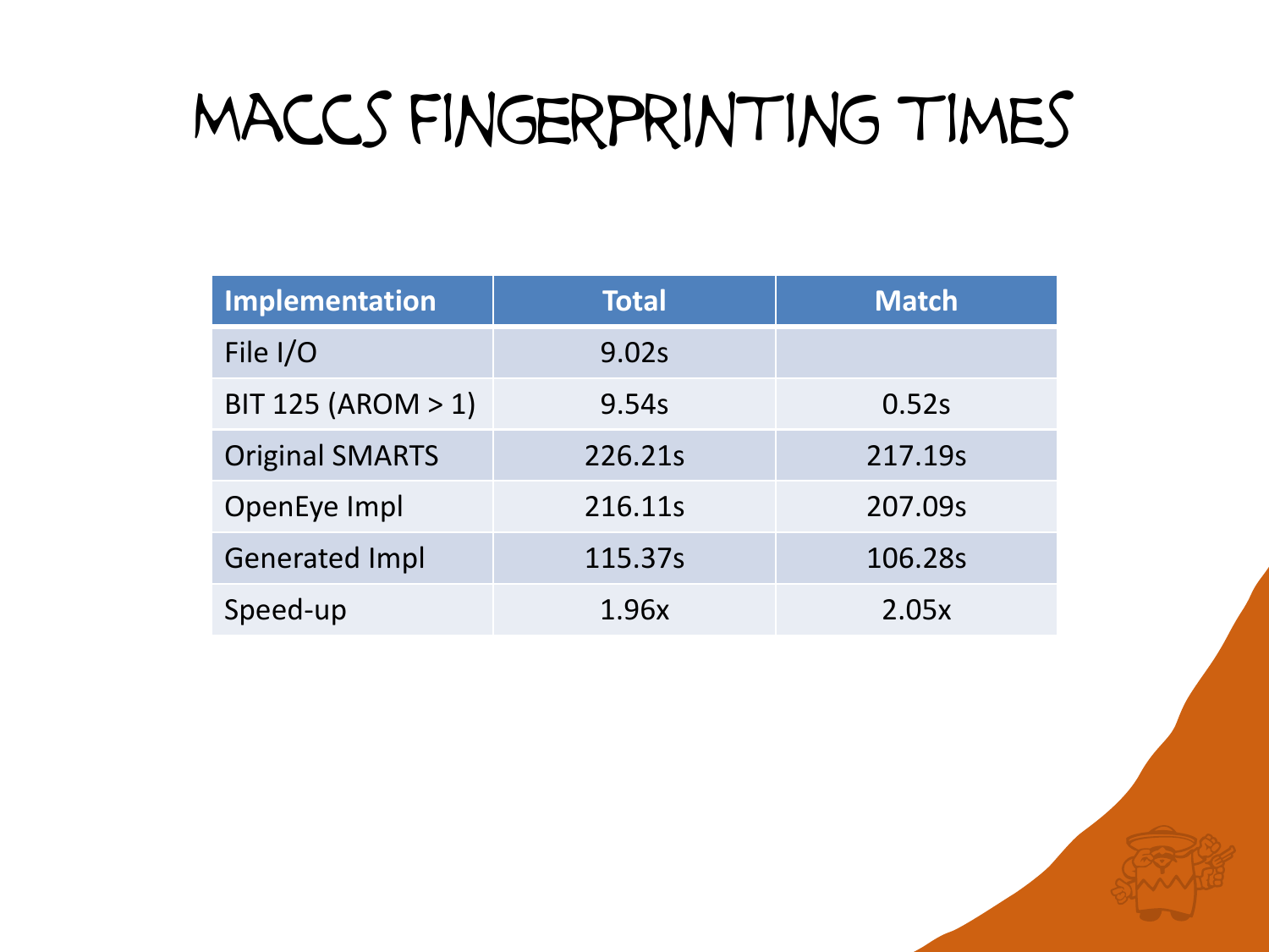# MACCS Fingerprinting Times

| Implementation | Total | Match |
|---|---|---|
| File I/O | 9.02s | |
| BIT 125 (AROM > 1) | 9.54s | 0.52s |
| Original SMARTS | 226.21s | 217.19s |
| OpenEye Impl | 216.11s | 207.09s |
| Generated Impl | 115.37s | 106.28s |
| Speed-up | 1.96x | 2.05x |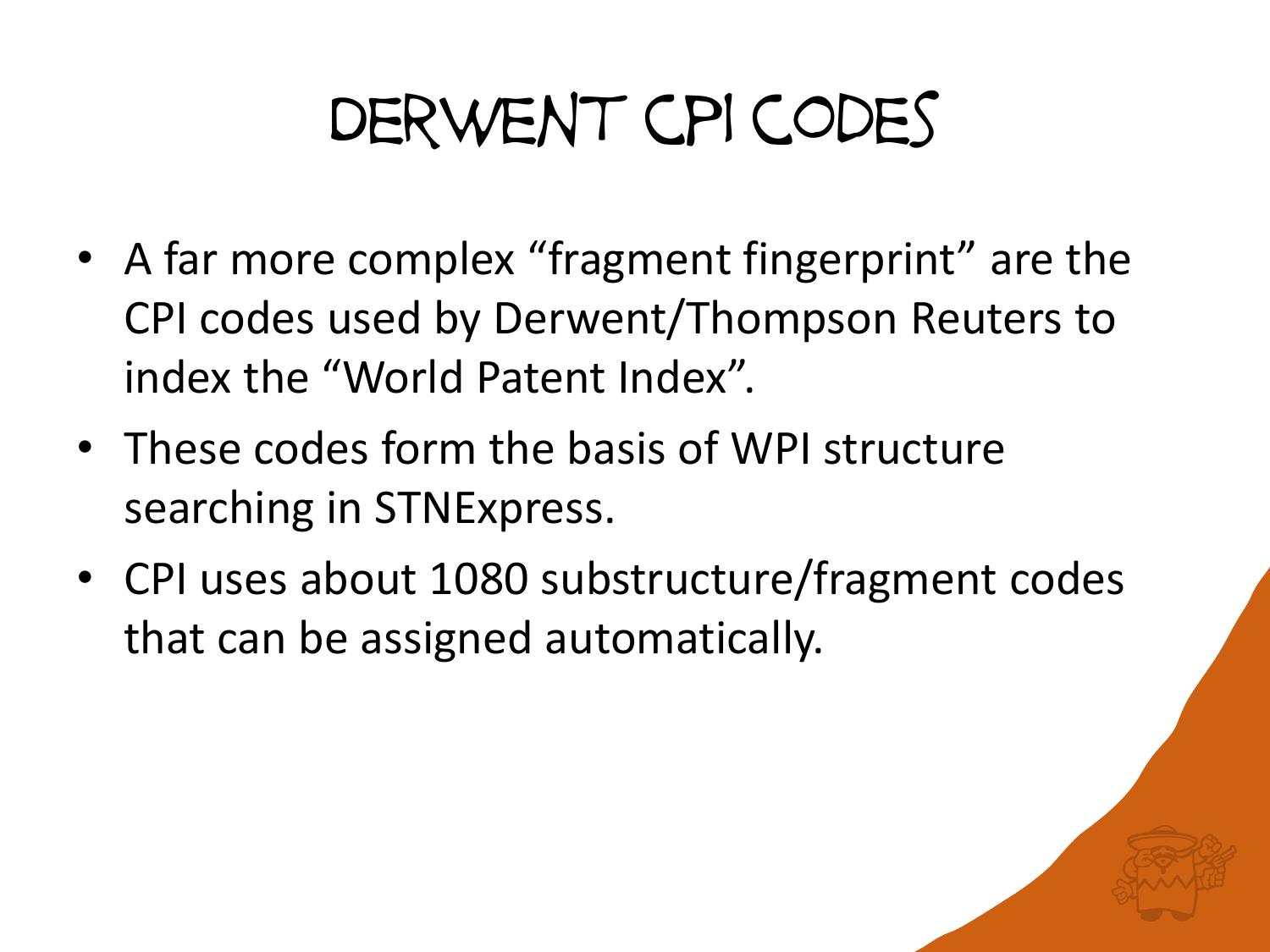# Derwent CPI Codes

- A far more complex "fragment fingerprint" are the CPI codes used by Derwent/Thompson Reuters to index the "World Patent Index".
- These codes form the basis of WPI structure searching in STNExpress.
- CPI uses about 1080 substructure/fragment codes that can be assigned automatically.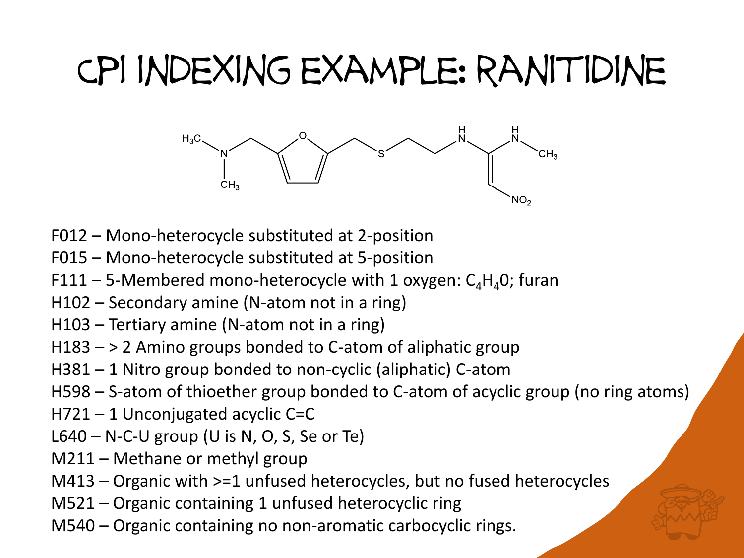# CPI Indexing Example: Ranitidine

F012 – Mono-heterocycle substituted at 2-position

F015 – Mono-heterocycle substituted at 5-position

F111 – 5-Membered mono-heterocycle with 1 oxygen: $C_4H_40$; furan

H102 – Secondary amine (N-atom not in a ring)

H103 – Tertiary amine (N-atom not in a ring)

H183 – > 2 Amino groups bonded to C-atom of aliphatic group

H381 – 1 Nitro group bonded to non-cyclic (aliphatic) C-atom

H598 – S-atom of thioether group bonded to C-atom of acyclic group (no ring atoms)

H721 – 1 Unconjugated acyclic C=C

L640 – N-C-U group (U is N, O, S, Se or Te)

M211 – Methane or methyl group

M413 – Organic with >=1 unfused heterocycles, but no fused heterocycles

M521 – Organic containing 1 unfused heterocyclic ring

M540 – Organic containing no non-aromatic carbocyclic rings.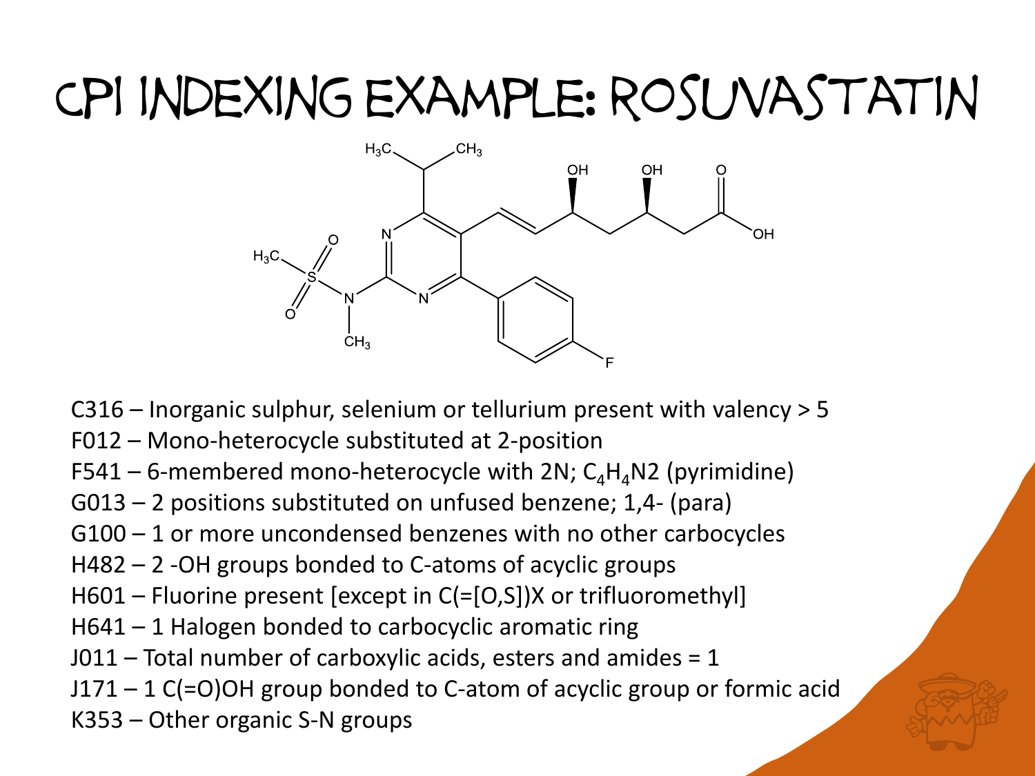# CPI Indexing Example: Rosuvastatin

- C316 – Inorganic sulphur, selenium or tellurium present with valency > 5
- F012 – Mono-heterocycle substituted at 2-position
- F541 – 6-membered mono-heterocycle with 2N; $C_4H_4N2$ (pyrimidine)
- G013 – 2 positions substituted on unfused benzene; 1,4- (para)
- G100 – 1 or more uncondensed benzenes with no other carbocycles
- H482 – 2 -OH groups bonded to C-atoms of acyclic groups
- H601 – Fluorine present [except in C(=[O,S])X or trifluoromethyl]
- H641 – 1 Halogen bonded to carbocyclic aromatic ring
- J011 – Total number of carboxylic acids, esters and amides = 1
- J171 – 1 C(=O)OH group bonded to C-atom of acyclic group or formic acid
- K353 – Other organic S-N groups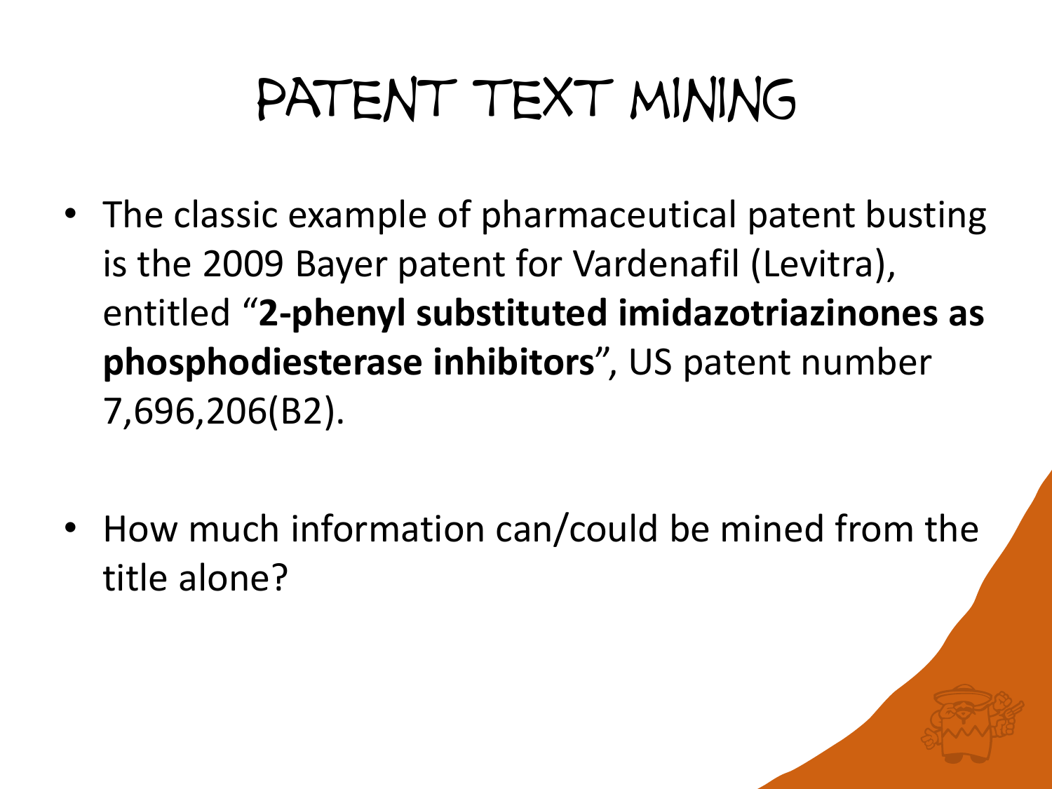# PATENT TEXT MINING

- The classic example of pharmaceutical patent busting is the 2009 Bayer patent for Vardenafil (Levitra), entitled "**2-phenyl substituted imidazotriazinones as phosphodiesterase inhibitors**", US patent number 7,696,206(B2).

- How much information can/could be mined from the title alone?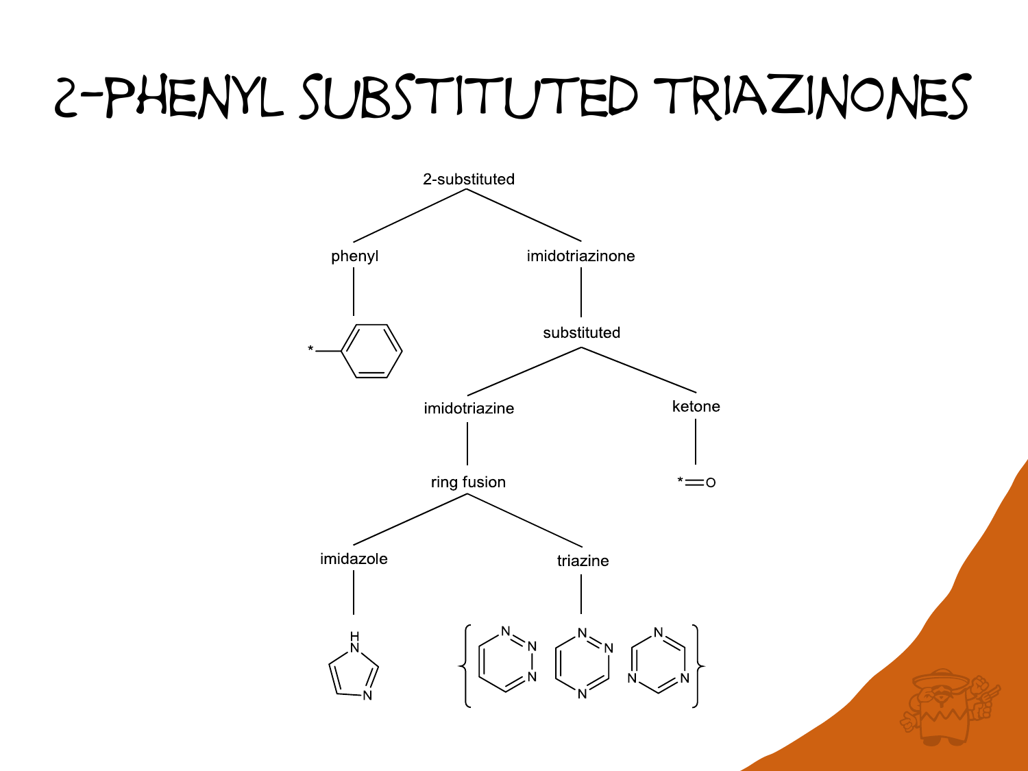# 2-Phenyl Substituted Triazinones

- 2-substituted
  - phenyl
    - *—(phenyl ring)
  - imidotriazinone
    - substituted
      - imidotriazine
        - ring fusion
          - imidazole
            - (1H-imidazole)
          - triazine
            - { 1,2,3-triazine, 1,2,4-triazine, 1,3,5-triazine }
      - ketone
        - *═O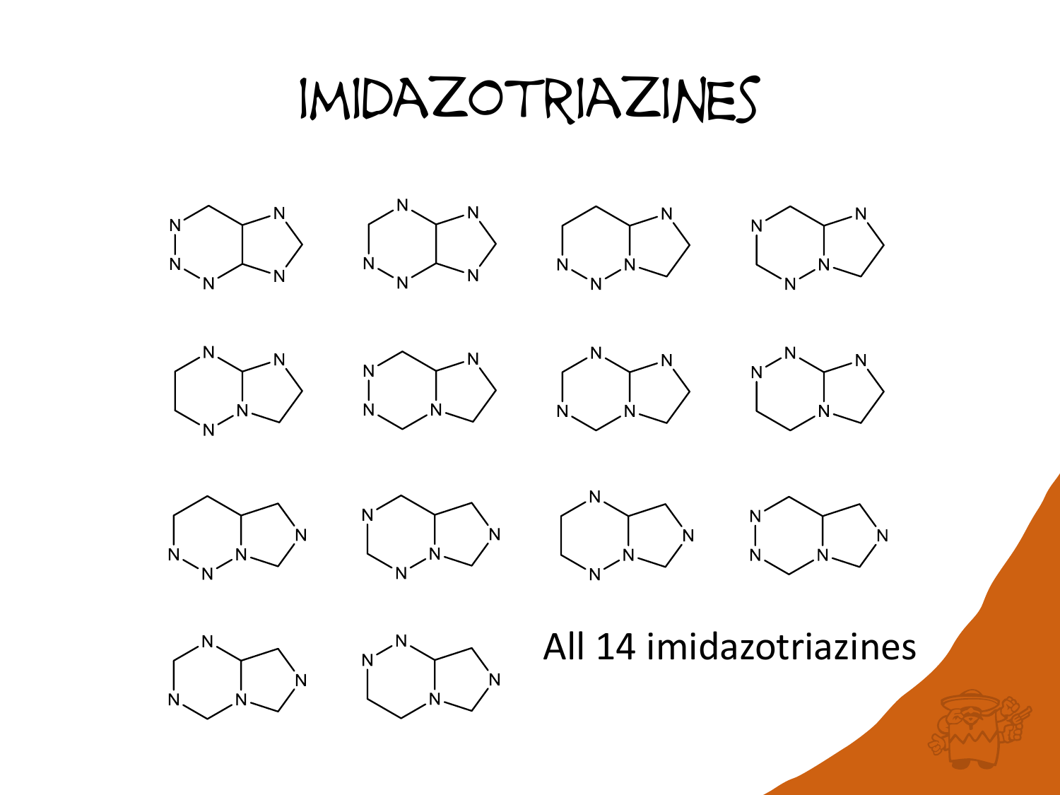# IMIDAZOTRIAZINES

All 14 imidazotriazines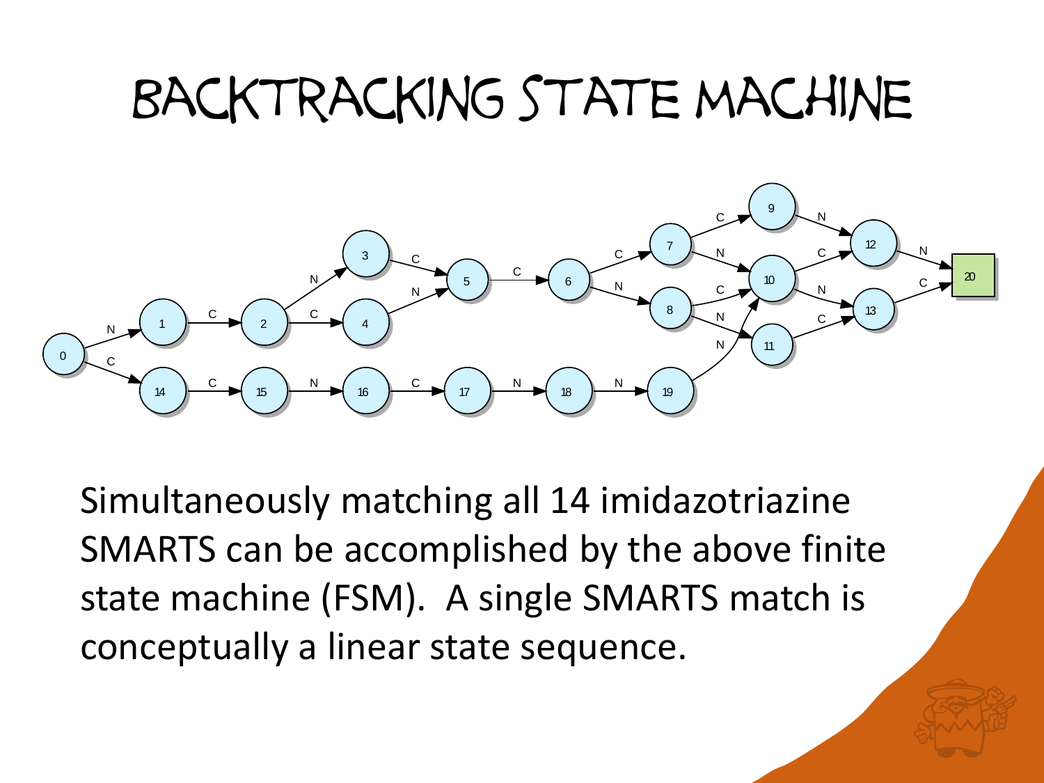# Backtracking State Machine

Simultaneously matching all 14 imidazotriazine SMARTS can be accomplished by the above finite state machine (FSM). A single SMARTS match is conceptually a linear state sequence.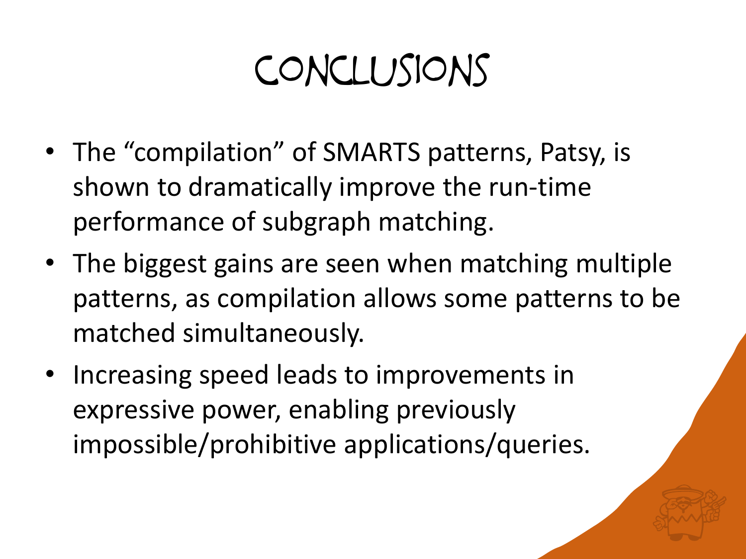# Conclusions

- The "compilation" of SMARTS patterns, Patsy, is shown to dramatically improve the run-time performance of subgraph matching.
- The biggest gains are seen when matching multiple patterns, as compilation allows some patterns to be matched simultaneously.
- Increasing speed leads to improvements in expressive power, enabling previously impossible/prohibitive applications/queries.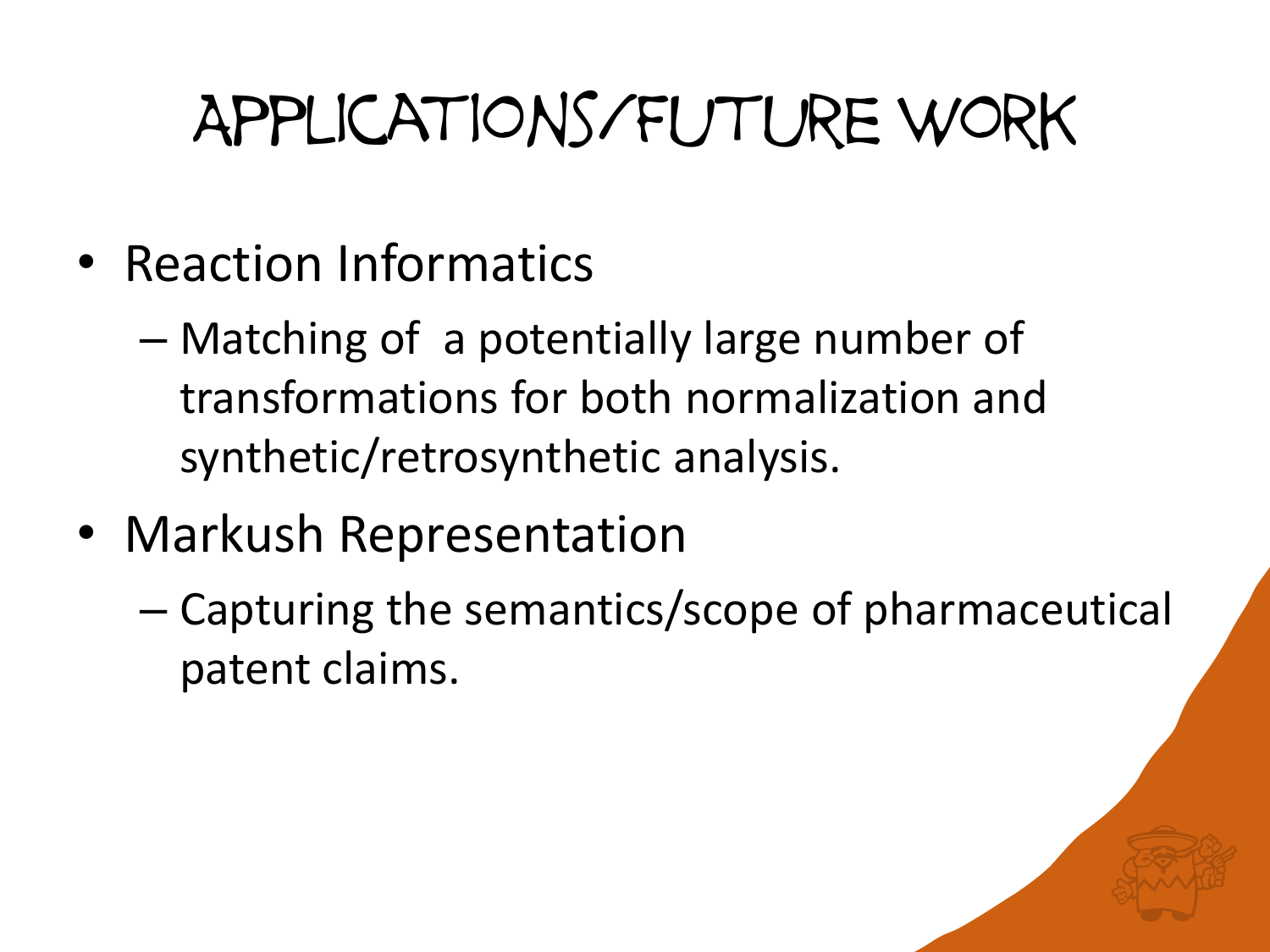# Applications/Future Work

- Reaction Informatics
  - Matching of a potentially large number of transformations for both normalization and synthetic/retrosynthetic analysis.
- Markush Representation
  - Capturing the semantics/scope of pharmaceutical patent claims.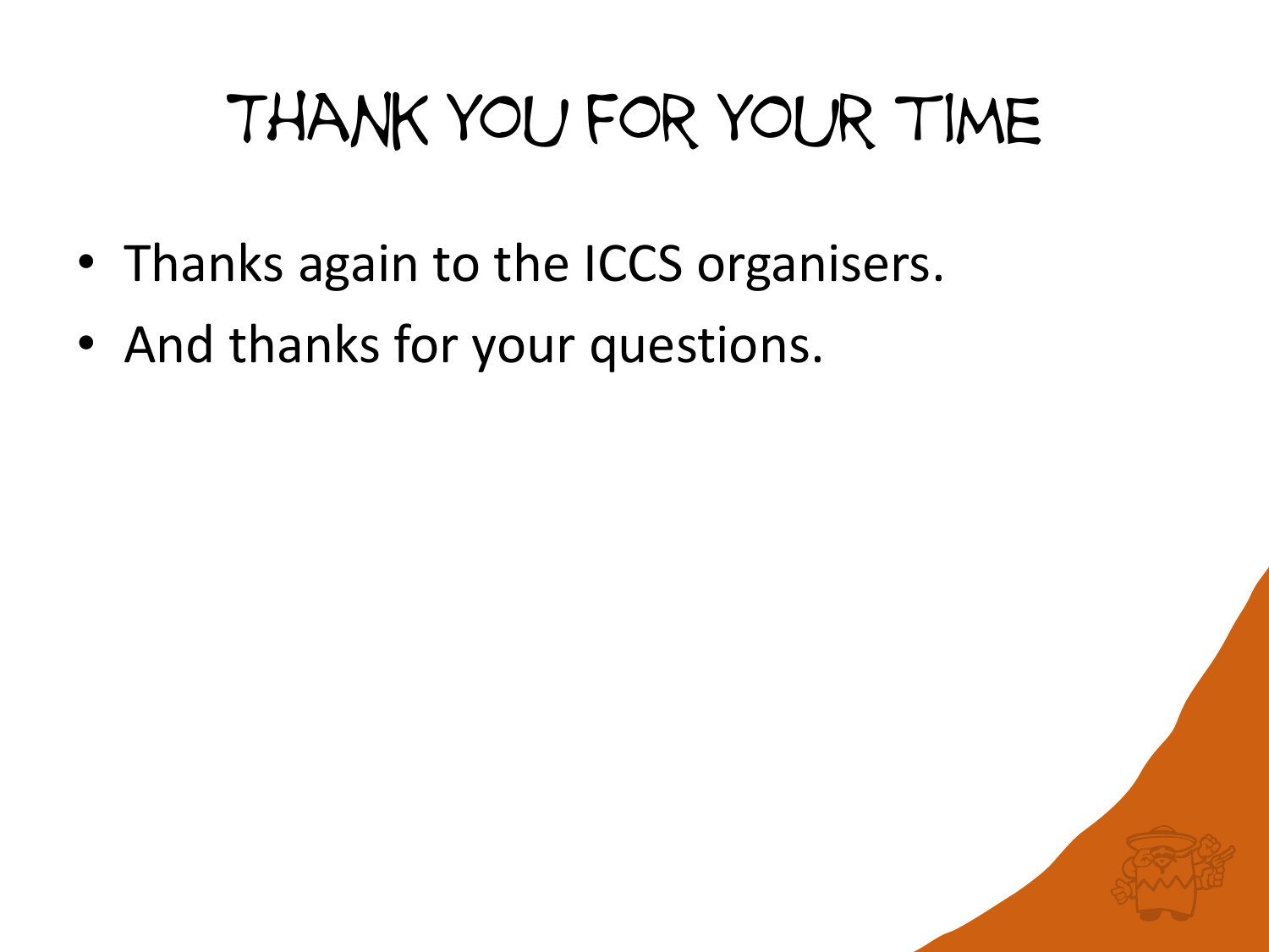# THANK YOU FOR YOUR TIME

- Thanks again to the ICCS organisers.
- And thanks for your questions.